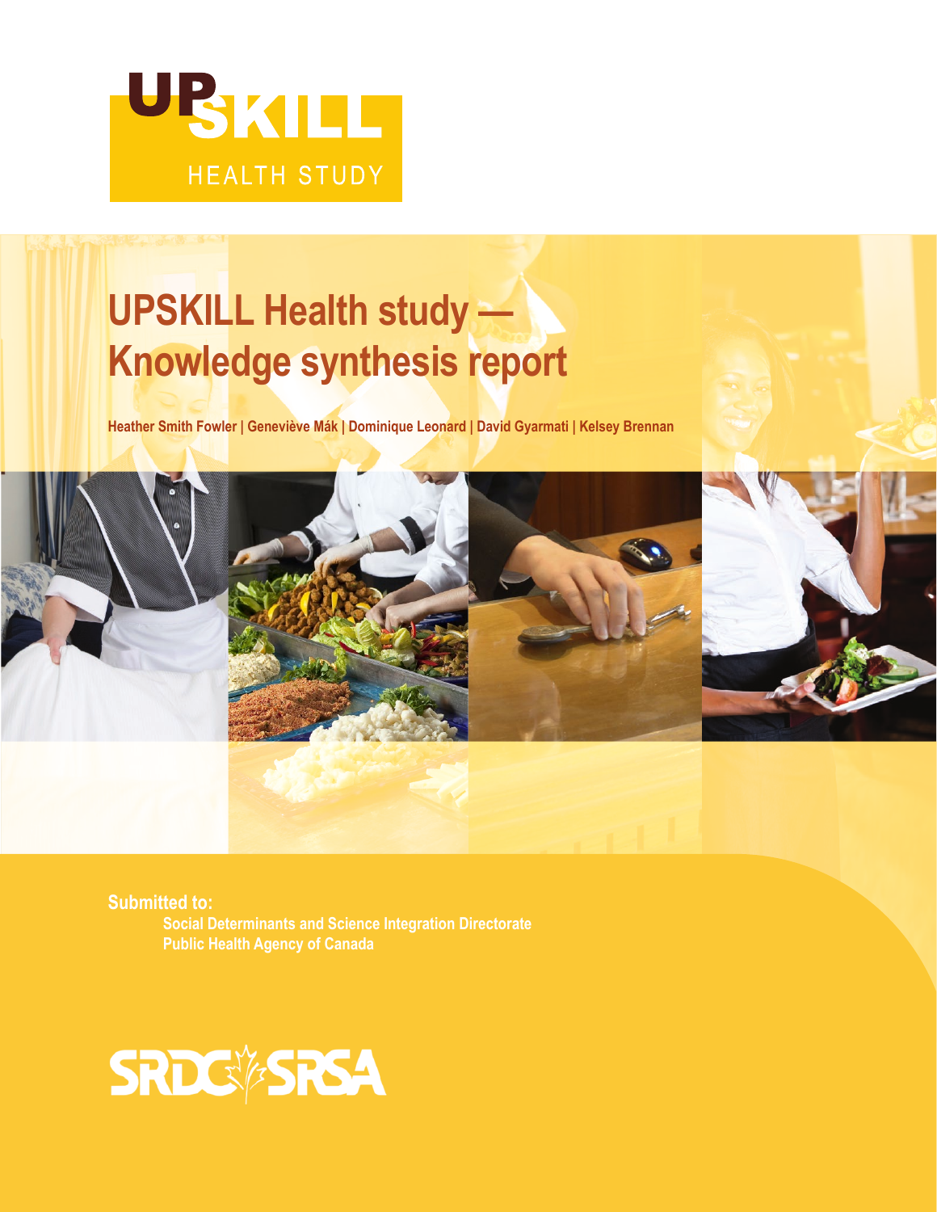UPSKILL

HEALTH STUDY

# UPSKILL Health study — Knowledge synthesis report

**Heather Smith Fowler | Geneviève Mák | Dominique Leonard | David Gyarmati | Kelsey Brennan**

**Submitted to:**

**Social Determinants and Science Integration Directorate**
**Public Health Agency of Canada**

SRDC SRSA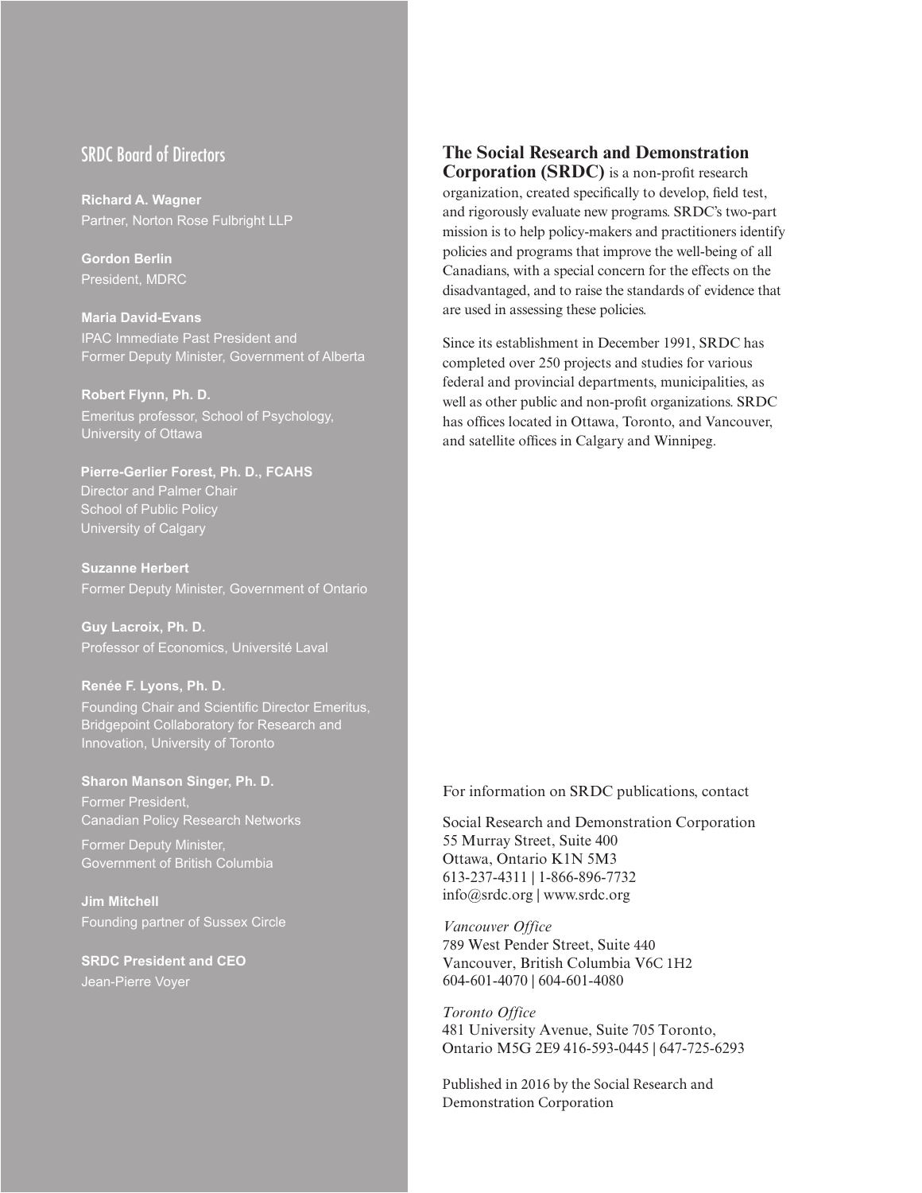## SRDC Board of Directors

**Richard A. Wagner**
Partner, Norton Rose Fulbright LLP

**Gordon Berlin**
President, MDRC

**Maria David-Evans**
IPAC Immediate Past President and
Former Deputy Minister, Government of Alberta

**Robert Flynn, Ph. D.**
Emeritus professor, School of Psychology,
University of Ottawa

**Pierre-Gerlier Forest, Ph. D., FCAHS**
Director and Palmer Chair
School of Public Policy
University of Calgary

**Suzanne Herbert**
Former Deputy Minister, Government of Ontario

**Guy Lacroix, Ph. D.**
Professor of Economics, Université Laval

**Renée F. Lyons, Ph. D.**
Founding Chair and Scientific Director Emeritus,
Bridgepoint Collaboratory for Research and
Innovation, University of Toronto

**Sharon Manson Singer, Ph. D.**
Former President,
Canadian Policy Research Networks

Former Deputy Minister,
Government of British Columbia

**Jim Mitchell**
Founding partner of Sussex Circle

**SRDC President and CEO**
Jean-Pierre Voyer

**The Social Research and Demonstration Corporation (SRDC)** is a non-profit research organization, created specifically to develop, field test, and rigorously evaluate new programs. SRDC's two-part mission is to help policy-makers and practitioners identify policies and programs that improve the well-being of all Canadians, with a special concern for the effects on the disadvantaged, and to raise the standards of evidence that are used in assessing these policies.

Since its establishment in December 1991, SRDC has completed over 250 projects and studies for various federal and provincial departments, municipalities, as well as other public and non-profit organizations. SRDC has offices located in Ottawa, Toronto, and Vancouver, and satellite offices in Calgary and Winnipeg.

For information on SRDC publications, contact

Social Research and Demonstration Corporation
55 Murray Street, Suite 400
Ottawa, Ontario K1N 5M3
613-237-4311 | 1-866-896-7732
info@srdc.org | www.srdc.org

*Vancouver Office*
789 West Pender Street, Suite 440
Vancouver, British Columbia V6C 1H2
604-601-4070 | 604-601-4080

*Toronto Office*
481 University Avenue, Suite 705 Toronto,
Ontario M5G 2E9 416-593-0445 | 647-725-6293

Published in 2016 by the Social Research and Demonstration Corporation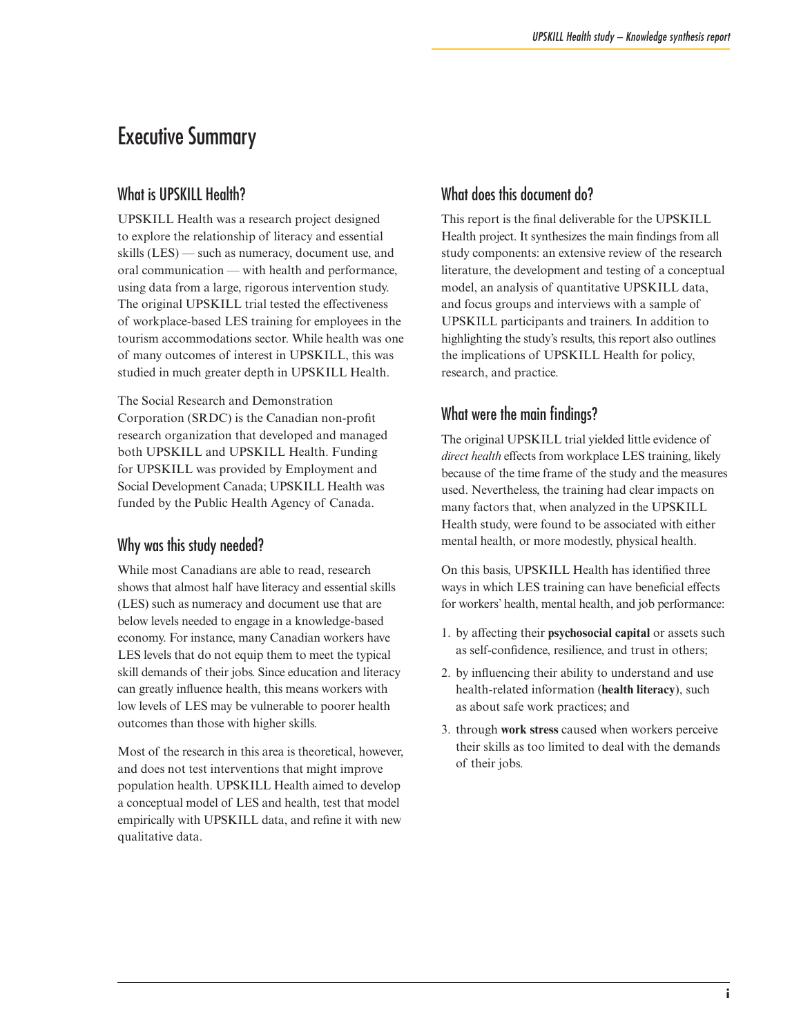# Executive Summary

## What is UPSKILL Health?

UPSKILL Health was a research project designed to explore the relationship of literacy and essential skills (LES) — such as numeracy, document use, and oral communication — with health and performance, using data from a large, rigorous intervention study. The original UPSKILL trial tested the effectiveness of workplace-based LES training for employees in the tourism accommodations sector. While health was one of many outcomes of interest in UPSKILL, this was studied in much greater depth in UPSKILL Health.

The Social Research and Demonstration Corporation (SRDC) is the Canadian non-profit research organization that developed and managed both UPSKILL and UPSKILL Health. Funding for UPSKILL was provided by Employment and Social Development Canada; UPSKILL Health was funded by the Public Health Agency of Canada.

## Why was this study needed?

While most Canadians are able to read, research shows that almost half have literacy and essential skills (LES) such as numeracy and document use that are below levels needed to engage in a knowledge-based economy. For instance, many Canadian workers have LES levels that do not equip them to meet the typical skill demands of their jobs. Since education and literacy can greatly influence health, this means workers with low levels of LES may be vulnerable to poorer health outcomes than those with higher skills.

Most of the research in this area is theoretical, however, and does not test interventions that might improve population health. UPSKILL Health aimed to develop a conceptual model of LES and health, test that model empirically with UPSKILL data, and refine it with new qualitative data.

## What does this document do?

This report is the final deliverable for the UPSKILL Health project. It synthesizes the main findings from all study components: an extensive review of the research literature, the development and testing of a conceptual model, an analysis of quantitative UPSKILL data, and focus groups and interviews with a sample of UPSKILL participants and trainers. In addition to highlighting the study's results, this report also outlines the implications of UPSKILL Health for policy, research, and practice.

## What were the main findings?

The original UPSKILL trial yielded little evidence of *direct health* effects from workplace LES training, likely because of the time frame of the study and the measures used. Nevertheless, the training had clear impacts on many factors that, when analyzed in the UPSKILL Health study, were found to be associated with either mental health, or more modestly, physical health.

On this basis, UPSKILL Health has identified three ways in which LES training can have beneficial effects for workers' health, mental health, and job performance:

1. by affecting their **psychosocial capital** or assets such as self-confidence, resilience, and trust in others;
2. by influencing their ability to understand and use health-related information (**health literacy**), such as about safe work practices; and
3. through **work stress** caused when workers perceive their skills as too limited to deal with the demands of their jobs.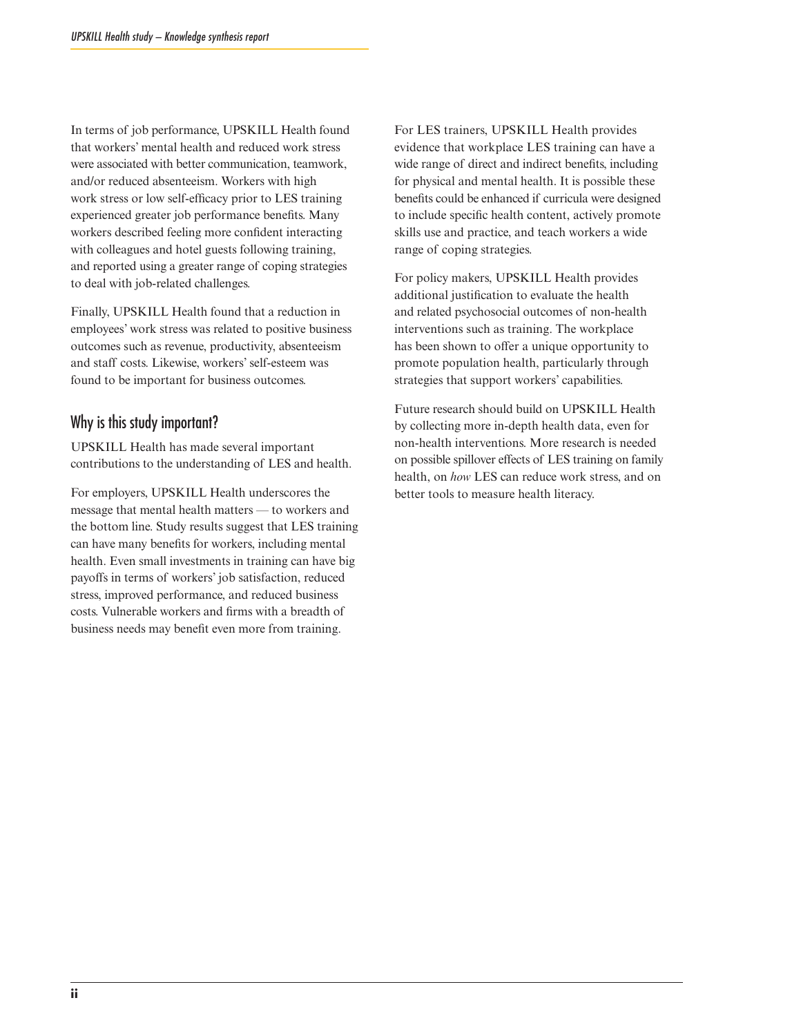In terms of job performance, UPSKILL Health found that workers' mental health and reduced work stress were associated with better communication, teamwork, and/or reduced absenteeism. Workers with high work stress or low self-efficacy prior to LES training experienced greater job performance benefits. Many workers described feeling more confident interacting with colleagues and hotel guests following training, and reported using a greater range of coping strategies to deal with job-related challenges.

Finally, UPSKILL Health found that a reduction in employees' work stress was related to positive business outcomes such as revenue, productivity, absenteeism and staff costs. Likewise, workers' self-esteem was found to be important for business outcomes.

## Why is this study important?

UPSKILL Health has made several important contributions to the understanding of LES and health.

For employers, UPSKILL Health underscores the message that mental health matters — to workers and the bottom line. Study results suggest that LES training can have many benefits for workers, including mental health. Even small investments in training can have big payoffs in terms of workers' job satisfaction, reduced stress, improved performance, and reduced business costs. Vulnerable workers and firms with a breadth of business needs may benefit even more from training.

For LES trainers, UPSKILL Health provides evidence that workplace LES training can have a wide range of direct and indirect benefits, including for physical and mental health. It is possible these benefits could be enhanced if curricula were designed to include specific health content, actively promote skills use and practice, and teach workers a wide range of coping strategies.

For policy makers, UPSKILL Health provides additional justification to evaluate the health and related psychosocial outcomes of non-health interventions such as training. The workplace has been shown to offer a unique opportunity to promote population health, particularly through strategies that support workers' capabilities.

Future research should build on UPSKILL Health by collecting more in-depth health data, even for non-health interventions. More research is needed on possible spillover effects of LES training on family health, on *how* LES can reduce work stress, and on better tools to measure health literacy.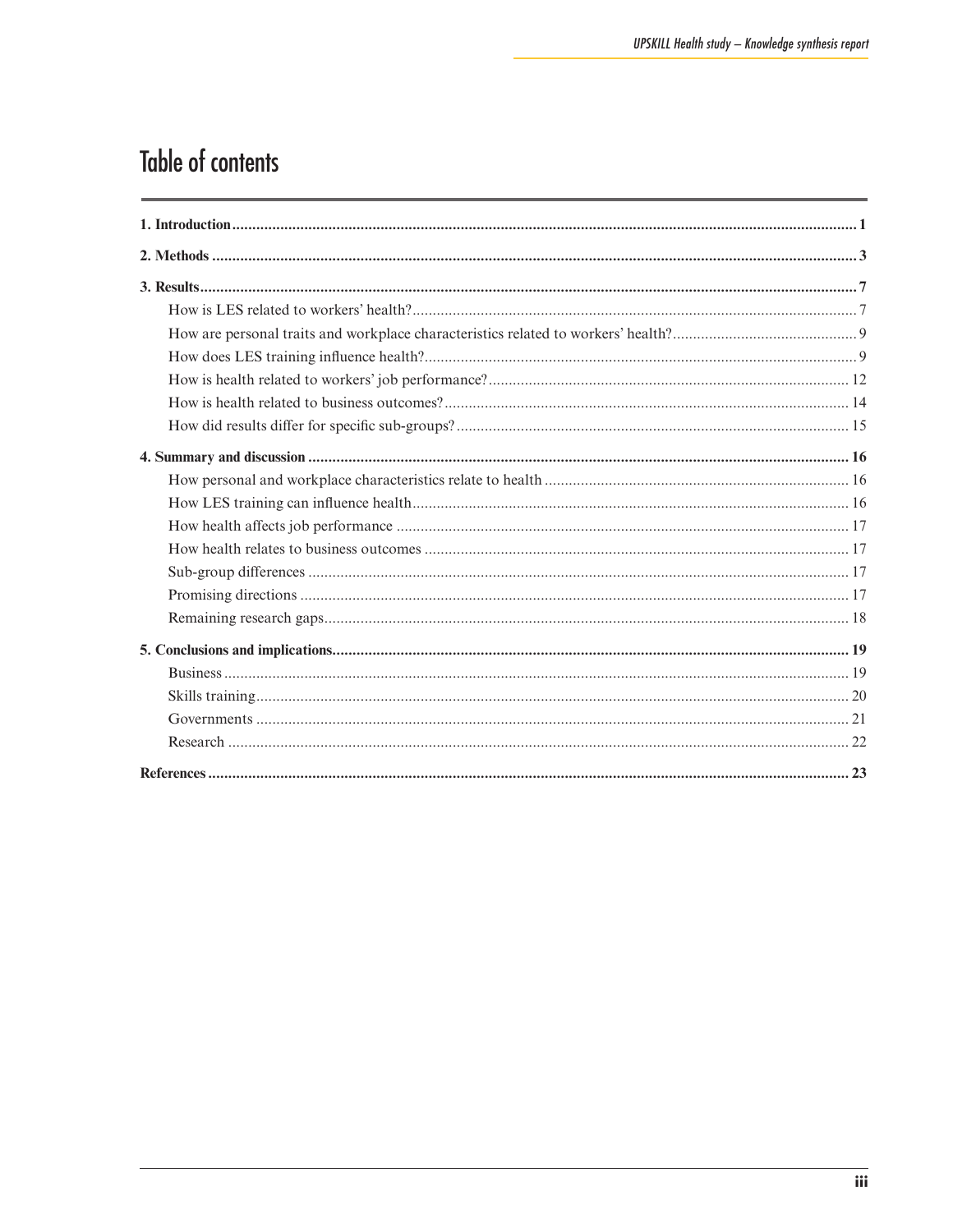# Table of contents

**1. Introduction** ..... **1**

**2. Methods** ..... **3**

**3. Results** ..... **7**

- How is LES related to workers' health? ..... 7
- How are personal traits and workplace characteristics related to workers' health? ..... 9
- How does LES training influence health? ..... 9
- How is health related to workers' job performance? ..... 12
- How is health related to business outcomes? ..... 14
- How did results differ for specific sub-groups? ..... 15

**4. Summary and discussion** ..... **16**

- How personal and workplace characteristics relate to health ..... 16
- How LES training can influence health ..... 16
- How health affects job performance ..... 17
- How health relates to business outcomes ..... 17
- Sub-group differences ..... 17
- Promising directions ..... 17
- Remaining research gaps ..... 18

**5. Conclusions and implications** ..... **19**

- Business ..... 19
- Skills training ..... 20
- Governments ..... 21
- Research ..... 22

**References** ..... **23**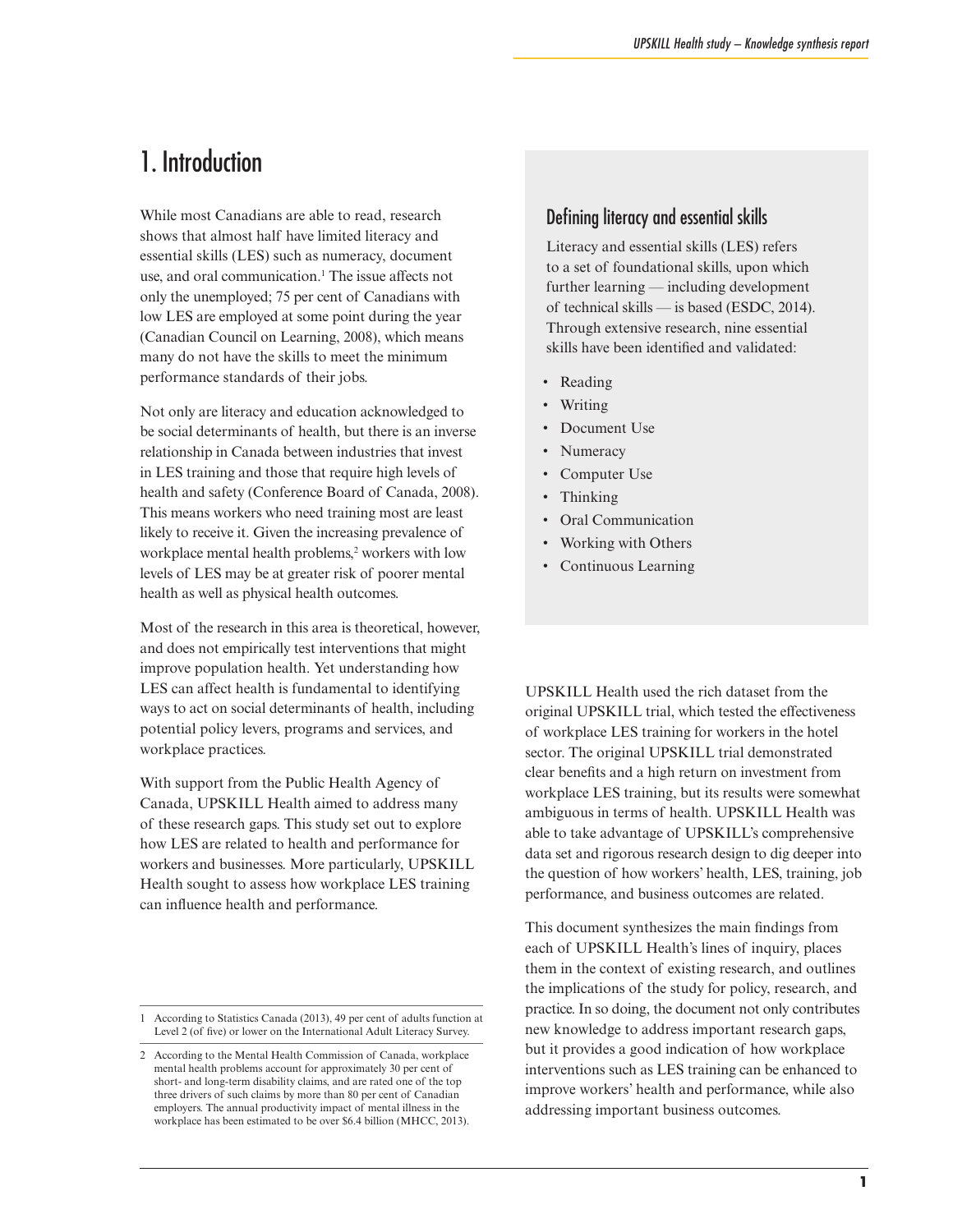# 1. Introduction

While most Canadians are able to read, research shows that almost half have limited literacy and essential skills (LES) such as numeracy, document use, and oral communication.[1] The issue affects not only the unemployed; 75 per cent of Canadians with low LES are employed at some point during the year (Canadian Council on Learning, 2008), which means many do not have the skills to meet the minimum performance standards of their jobs.

Not only are literacy and education acknowledged to be social determinants of health, but there is an inverse relationship in Canada between industries that invest in LES training and those that require high levels of health and safety (Conference Board of Canada, 2008). This means workers who need training most are least likely to receive it. Given the increasing prevalence of workplace mental health problems,[2] workers with low levels of LES may be at greater risk of poorer mental health as well as physical health outcomes.

Most of the research in this area is theoretical, however, and does not empirically test interventions that might improve population health. Yet understanding how LES can affect health is fundamental to identifying ways to act on social determinants of health, including potential policy levers, programs and services, and workplace practices.

With support from the Public Health Agency of Canada, UPSKILL Health aimed to address many of these research gaps. This study set out to explore how LES are related to health and performance for workers and businesses. More particularly, UPSKILL Health sought to assess how workplace LES training can influence health and performance.

## Defining literacy and essential skills

Literacy and essential skills (LES) refers to a set of foundational skills, upon which further learning — including development of technical skills — is based (ESDC, 2014). Through extensive research, nine essential skills have been identified and validated:

- Reading
- Writing
- Document Use
- Numeracy
- Computer Use
- Thinking
- Oral Communication
- Working with Others
- Continuous Learning

UPSKILL Health used the rich dataset from the original UPSKILL trial, which tested the effectiveness of workplace LES training for workers in the hotel sector. The original UPSKILL trial demonstrated clear benefits and a high return on investment from workplace LES training, but its results were somewhat ambiguous in terms of health. UPSKILL Health was able to take advantage of UPSKILL's comprehensive data set and rigorous research design to dig deeper into the question of how workers' health, LES, training, job performance, and business outcomes are related.

This document synthesizes the main findings from each of UPSKILL Health's lines of inquiry, places them in the context of existing research, and outlines the implications of the study for policy, research, and practice. In so doing, the document not only contributes new knowledge to address important research gaps, but it provides a good indication of how workplace interventions such as LES training can be enhanced to improve workers' health and performance, while also addressing important business outcomes.

---

1 According to Statistics Canada (2013), 49 per cent of adults function at Level 2 (of five) or lower on the International Adult Literacy Survey.

2 According to the Mental Health Commission of Canada, workplace mental health problems account for approximately 30 per cent of short- and long-term disability claims, and are rated one of the top three drivers of such claims by more than 80 per cent of Canadian employers. The annual productivity impact of mental illness in the workplace has been estimated to be over \$6.4 billion (MHCC, 2013).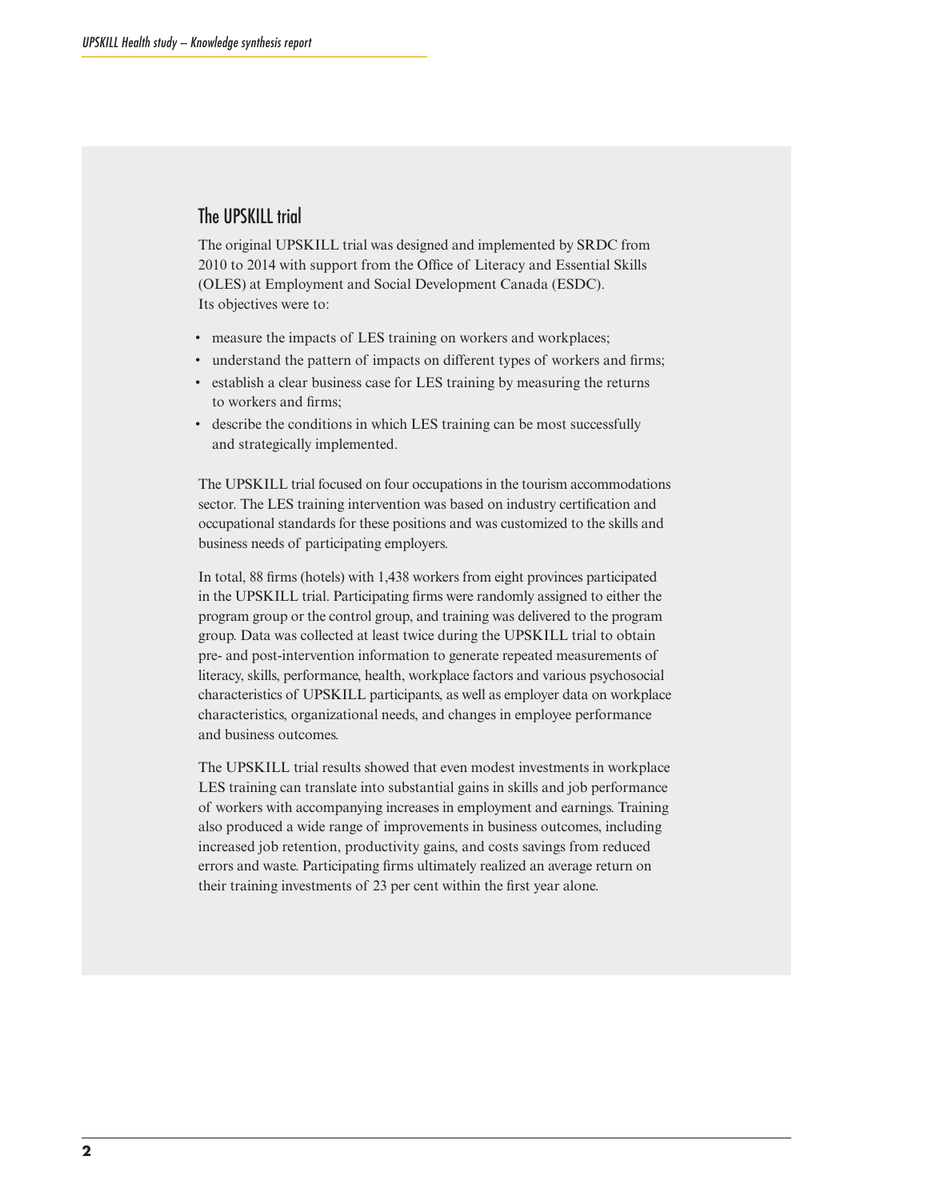## The UPSKILL trial

The original UPSKILL trial was designed and implemented by SRDC from 2010 to 2014 with support from the Office of Literacy and Essential Skills (OLES) at Employment and Social Development Canada (ESDC). Its objectives were to:

- measure the impacts of LES training on workers and workplaces;
- understand the pattern of impacts on different types of workers and firms;
- establish a clear business case for LES training by measuring the returns to workers and firms;
- describe the conditions in which LES training can be most successfully and strategically implemented.

The UPSKILL trial focused on four occupations in the tourism accommodations sector. The LES training intervention was based on industry certification and occupational standards for these positions and was customized to the skills and business needs of participating employers.

In total, 88 firms (hotels) with 1,438 workers from eight provinces participated in the UPSKILL trial. Participating firms were randomly assigned to either the program group or the control group, and training was delivered to the program group. Data was collected at least twice during the UPSKILL trial to obtain pre- and post-intervention information to generate repeated measurements of literacy, skills, performance, health, workplace factors and various psychosocial characteristics of UPSKILL participants, as well as employer data on workplace characteristics, organizational needs, and changes in employee performance and business outcomes.

The UPSKILL trial results showed that even modest investments in workplace LES training can translate into substantial gains in skills and job performance of workers with accompanying increases in employment and earnings. Training also produced a wide range of improvements in business outcomes, including increased job retention, productivity gains, and costs savings from reduced errors and waste. Participating firms ultimately realized an average return on their training investments of 23 per cent within the first year alone.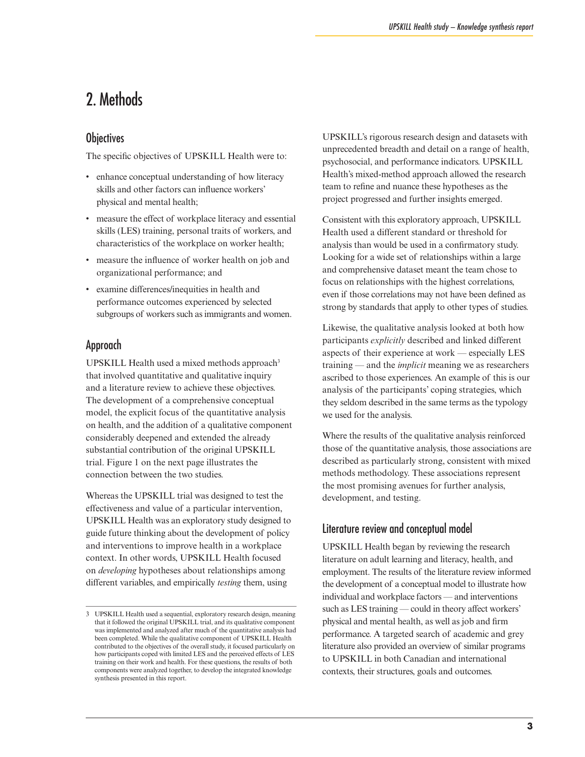# 2. Methods

## Objectives

The specific objectives of UPSKILL Health were to:

- enhance conceptual understanding of how literacy skills and other factors can influence workers' physical and mental health;
- measure the effect of workplace literacy and essential skills (LES) training, personal traits of workers, and characteristics of the workplace on worker health;
- measure the influence of worker health on job and organizational performance; and
- examine differences/inequities in health and performance outcomes experienced by selected subgroups of workers such as immigrants and women.

## Approach

UPSKILL Health used a mixed methods approach[3] that involved quantitative and qualitative inquiry and a literature review to achieve these objectives. The development of a comprehensive conceptual model, the explicit focus of the quantitative analysis on health, and the addition of a qualitative component considerably deepened and extended the already substantial contribution of the original UPSKILL trial. Figure 1 on the next page illustrates the connection between the two studies.

Whereas the UPSKILL trial was designed to test the effectiveness and value of a particular intervention, UPSKILL Health was an exploratory study designed to guide future thinking about the development of policy and interventions to improve health in a workplace context. In other words, UPSKILL Health focused on *developing* hypotheses about relationships among different variables, and empirically *testing* them, using UPSKILL's rigorous research design and datasets with unprecedented breadth and detail on a range of health, psychosocial, and performance indicators. UPSKILL Health's mixed-method approach allowed the research team to refine and nuance these hypotheses as the project progressed and further insights emerged.

Consistent with this exploratory approach, UPSKILL Health used a different standard or threshold for analysis than would be used in a confirmatory study. Looking for a wide set of relationships within a large and comprehensive dataset meant the team chose to focus on relationships with the highest correlations, even if those correlations may not have been defined as strong by standards that apply to other types of studies.

Likewise, the qualitative analysis looked at both how participants *explicitly* described and linked different aspects of their experience at work — especially LES training — and the *implicit* meaning we as researchers ascribed to those experiences. An example of this is our analysis of the participants' coping strategies, which they seldom described in the same terms as the typology we used for the analysis.

Where the results of the qualitative analysis reinforced those of the quantitative analysis, those associations are described as particularly strong, consistent with mixed methods methodology. These associations represent the most promising avenues for further analysis, development, and testing.

## Literature review and conceptual model

UPSKILL Health began by reviewing the research literature on adult learning and literacy, health, and employment. The results of the literature review informed the development of a conceptual model to illustrate how individual and workplace factors — and interventions such as LES training — could in theory affect workers' physical and mental health, as well as job and firm performance. A targeted search of academic and grey literature also provided an overview of similar programs to UPSKILL in both Canadian and international contexts, their structures, goals and outcomes.

---

[3] UPSKILL Health used a sequential, exploratory research design, meaning that it followed the original UPSKILL trial, and its qualitative component was implemented and analyzed after much of the quantitative analysis had been completed. While the qualitative component of UPSKILL Health contributed to the objectives of the overall study, it focused particularly on how participants coped with limited LES and the perceived effects of LES training on their work and health. For these questions, the results of both components were analyzed together, to develop the integrated knowledge synthesis presented in this report.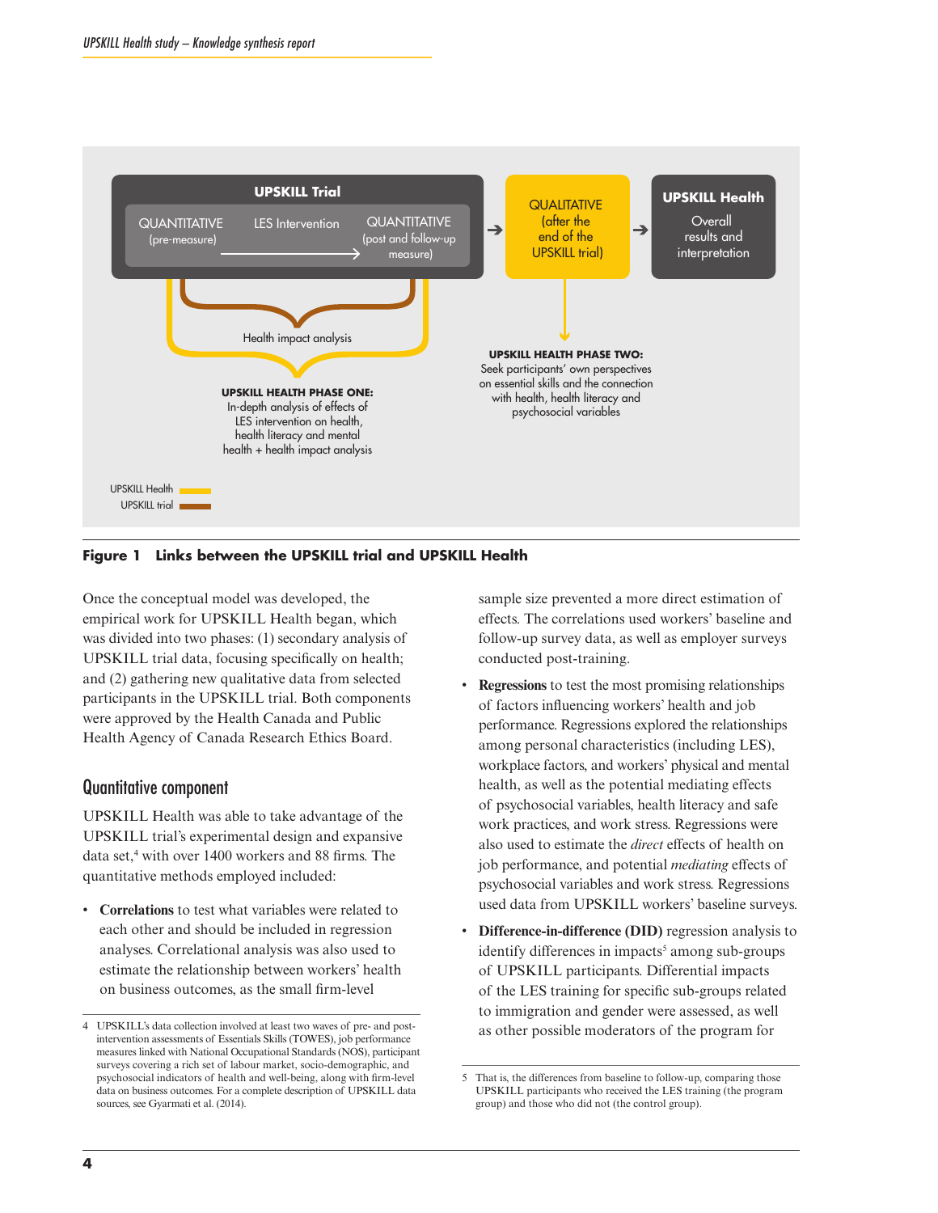UPSKILL Trial

QUANTITATIVE (pre-measure) — LES Intervention — QUANTITATIVE (post and follow-up measure) → QUALITATIVE (after the end of the UPSKILL trial) → UPSKILL Health: Overall results and interpretation

Health impact analysis

**UPSKILL HEALTH PHASE ONE:** In-depth analysis of effects of LES intervention on health, health literacy and mental health + health impact analysis

**UPSKILL HEALTH PHASE TWO:** Seek participants' own perspectives on essential skills and the connection with health, health literacy and psychosocial variables

UPSKILL Health

UPSKILL trial

**Figure 1 Links between the UPSKILL trial and UPSKILL Health**

Once the conceptual model was developed, the empirical work for UPSKILL Health began, which was divided into two phases: (1) secondary analysis of UPSKILL trial data, focusing specifically on health; and (2) gathering new qualitative data from selected participants in the UPSKILL trial. Both components were approved by the Health Canada and Public Health Agency of Canada Research Ethics Board.

## Quantitative component

UPSKILL Health was able to take advantage of the UPSKILL trial's experimental design and expansive data set,[4] with over 1400 workers and 88 firms. The quantitative methods employed included:

- **Correlations** to test what variables were related to each other and should be included in regression analyses. Correlational analysis was also used to estimate the relationship between workers' health on business outcomes, as the small firm-level sample size prevented a more direct estimation of effects. The correlations used workers' baseline and follow-up survey data, as well as employer surveys conducted post-training.
- **Regressions** to test the most promising relationships of factors influencing workers' health and job performance. Regressions explored the relationships among personal characteristics (including LES), workplace factors, and workers' physical and mental health, as well as the potential mediating effects of psychosocial variables, health literacy and safe work practices, and work stress. Regressions were also used to estimate the *direct* effects of health on job performance, and potential *mediating* effects of psychosocial variables and work stress. Regressions used data from UPSKILL workers' baseline surveys.
- **Difference-in-difference (DID)** regression analysis to identify differences in impacts[5] among sub-groups of UPSKILL participants. Differential impacts of the LES training for specific sub-groups related to immigration and gender were assessed, as well as other possible moderators of the program for

4 UPSKILL's data collection involved at least two waves of pre- and post-intervention assessments of Essentials Skills (TOWES), job performance measures linked with National Occupational Standards (NOS), participant surveys covering a rich set of labour market, socio-demographic, and psychosocial indicators of health and well-being, along with firm-level data on business outcomes. For a complete description of UPSKILL data sources, see Gyarmati et al. (2014).

5 That is, the differences from baseline to follow-up, comparing those UPSKILL participants who received the LES training (the program group) and those who did not (the control group).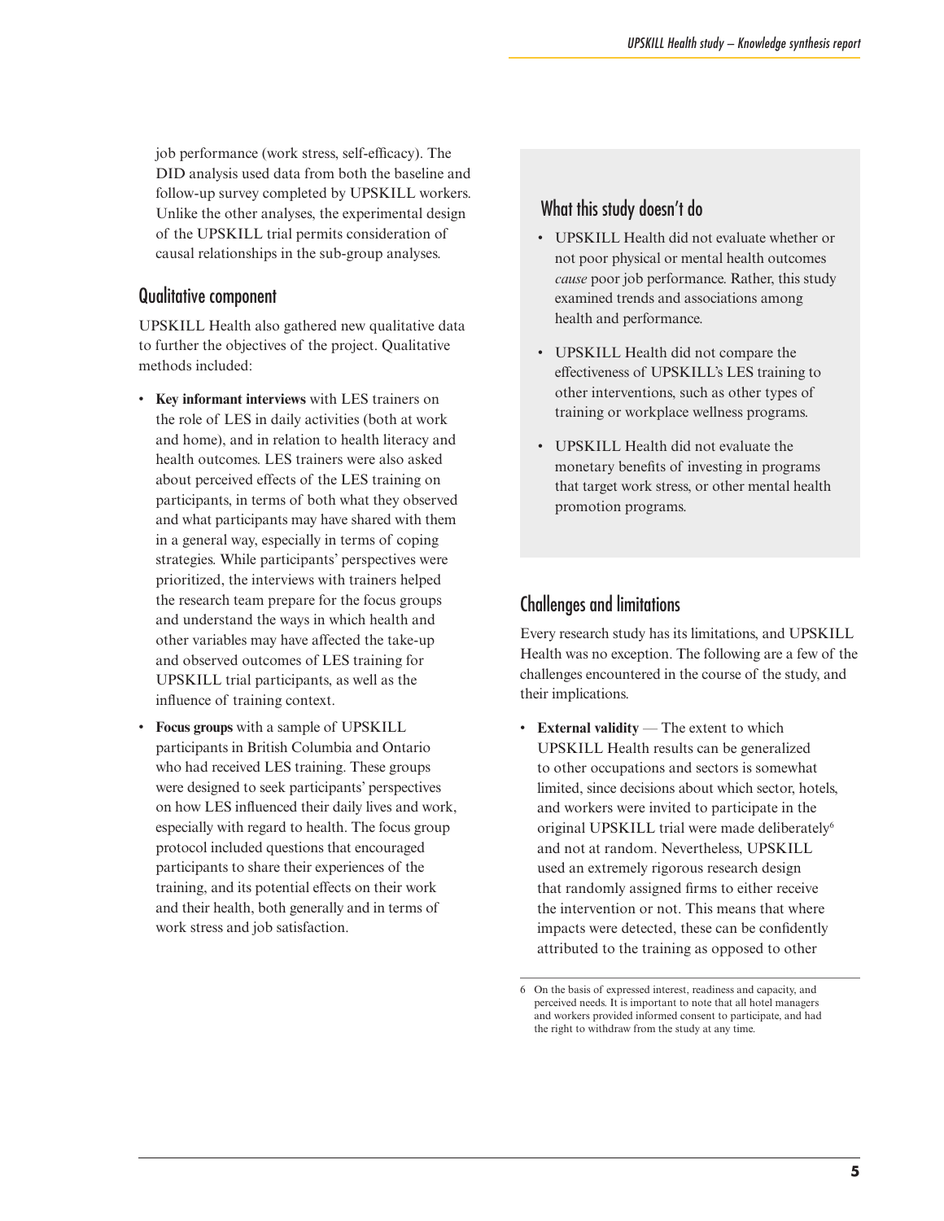job performance (work stress, self-efficacy). The DID analysis used data from both the baseline and follow-up survey completed by UPSKILL workers. Unlike the other analyses, the experimental design of the UPSKILL trial permits consideration of causal relationships in the sub-group analyses.

### Qualitative component

UPSKILL Health also gathered new qualitative data to further the objectives of the project. Qualitative methods included:

- **Key informant interviews** with LES trainers on the role of LES in daily activities (both at work and home), and in relation to health literacy and health outcomes. LES trainers were also asked about perceived effects of the LES training on participants, in terms of both what they observed and what participants may have shared with them in a general way, especially in terms of coping strategies. While participants' perspectives were prioritized, the interviews with trainers helped the research team prepare for the focus groups and understand the ways in which health and other variables may have affected the take-up and observed outcomes of LES training for UPSKILL trial participants, as well as the influence of training context.
- **Focus groups** with a sample of UPSKILL participants in British Columbia and Ontario who had received LES training. These groups were designed to seek participants' perspectives on how LES influenced their daily lives and work, especially with regard to health. The focus group protocol included questions that encouraged participants to share their experiences of the training, and its potential effects on their work and their health, both generally and in terms of work stress and job satisfaction.

### What this study doesn't do

- UPSKILL Health did not evaluate whether or not poor physical or mental health outcomes *cause* poor job performance. Rather, this study examined trends and associations among health and performance.
- UPSKILL Health did not compare the effectiveness of UPSKILL's LES training to other interventions, such as other types of training or workplace wellness programs.
- UPSKILL Health did not evaluate the monetary benefits of investing in programs that target work stress, or other mental health promotion programs.

## Challenges and limitations

Every research study has its limitations, and UPSKILL Health was no exception. The following are a few of the challenges encountered in the course of the study, and their implications.

- **External validity** — The extent to which UPSKILL Health results can be generalized to other occupations and sectors is somewhat limited, since decisions about which sector, hotels, and workers were invited to participate in the original UPSKILL trial were made deliberately[6] and not at random. Nevertheless, UPSKILL used an extremely rigorous research design that randomly assigned firms to either receive the intervention or not. This means that where impacts were detected, these can be confidently attributed to the training as opposed to other

6 On the basis of expressed interest, readiness and capacity, and perceived needs. It is important to note that all hotel managers and workers provided informed consent to participate, and had the right to withdraw from the study at any time.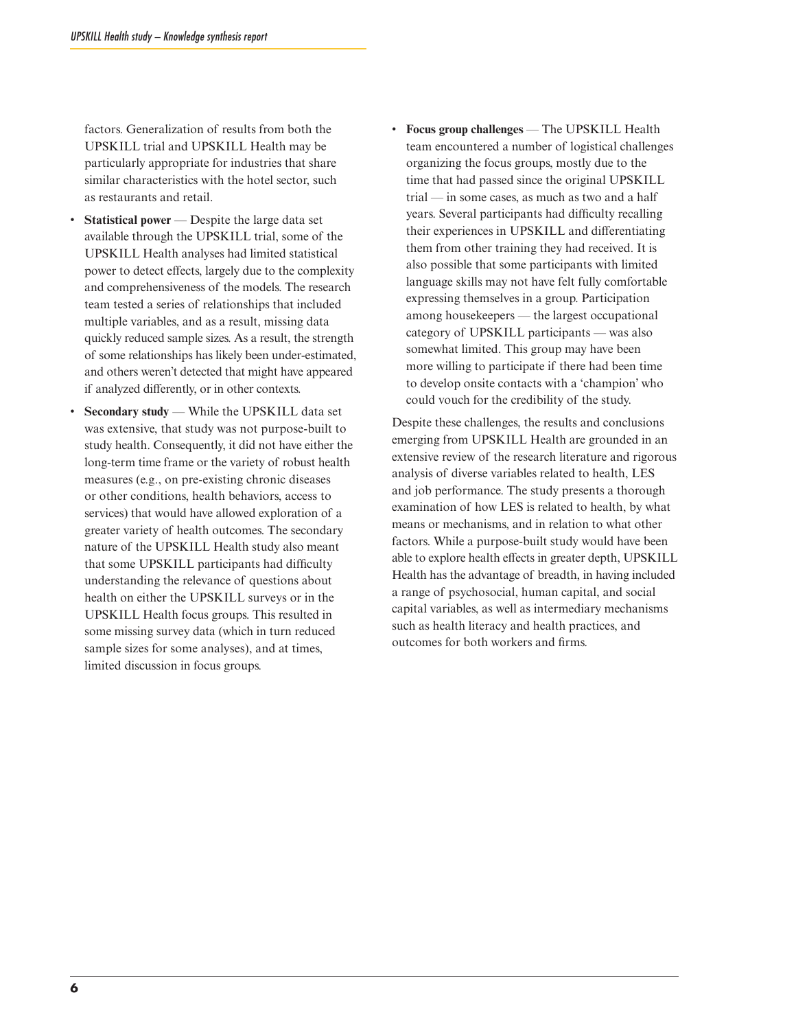factors. Generalization of results from both the UPSKILL trial and UPSKILL Health may be particularly appropriate for industries that share similar characteristics with the hotel sector, such as restaurants and retail.

- **Statistical power** — Despite the large data set available through the UPSKILL trial, some of the UPSKILL Health analyses had limited statistical power to detect effects, largely due to the complexity and comprehensiveness of the models. The research team tested a series of relationships that included multiple variables, and as a result, missing data quickly reduced sample sizes. As a result, the strength of some relationships has likely been under-estimated, and others weren't detected that might have appeared if analyzed differently, or in other contexts.
- **Secondary study** — While the UPSKILL data set was extensive, that study was not purpose-built to study health. Consequently, it did not have either the long-term time frame or the variety of robust health measures (e.g., on pre-existing chronic diseases or other conditions, health behaviors, access to services) that would have allowed exploration of a greater variety of health outcomes. The secondary nature of the UPSKILL Health study also meant that some UPSKILL participants had difficulty understanding the relevance of questions about health on either the UPSKILL surveys or in the UPSKILL Health focus groups. This resulted in some missing survey data (which in turn reduced sample sizes for some analyses), and at times, limited discussion in focus groups.
- **Focus group challenges** — The UPSKILL Health team encountered a number of logistical challenges organizing the focus groups, mostly due to the time that had passed since the original UPSKILL trial — in some cases, as much as two and a half years. Several participants had difficulty recalling their experiences in UPSKILL and differentiating them from other training they had received. It is also possible that some participants with limited language skills may not have felt fully comfortable expressing themselves in a group. Participation among housekeepers — the largest occupational category of UPSKILL participants — was also somewhat limited. This group may have been more willing to participate if there had been time to develop onsite contacts with a 'champion' who could vouch for the credibility of the study.

Despite these challenges, the results and conclusions emerging from UPSKILL Health are grounded in an extensive review of the research literature and rigorous analysis of diverse variables related to health, LES and job performance. The study presents a thorough examination of how LES is related to health, by what means or mechanisms, and in relation to what other factors. While a purpose-built study would have been able to explore health effects in greater depth, UPSKILL Health has the advantage of breadth, in having included a range of psychosocial, human capital, and social capital variables, as well as intermediary mechanisms such as health literacy and health practices, and outcomes for both workers and firms.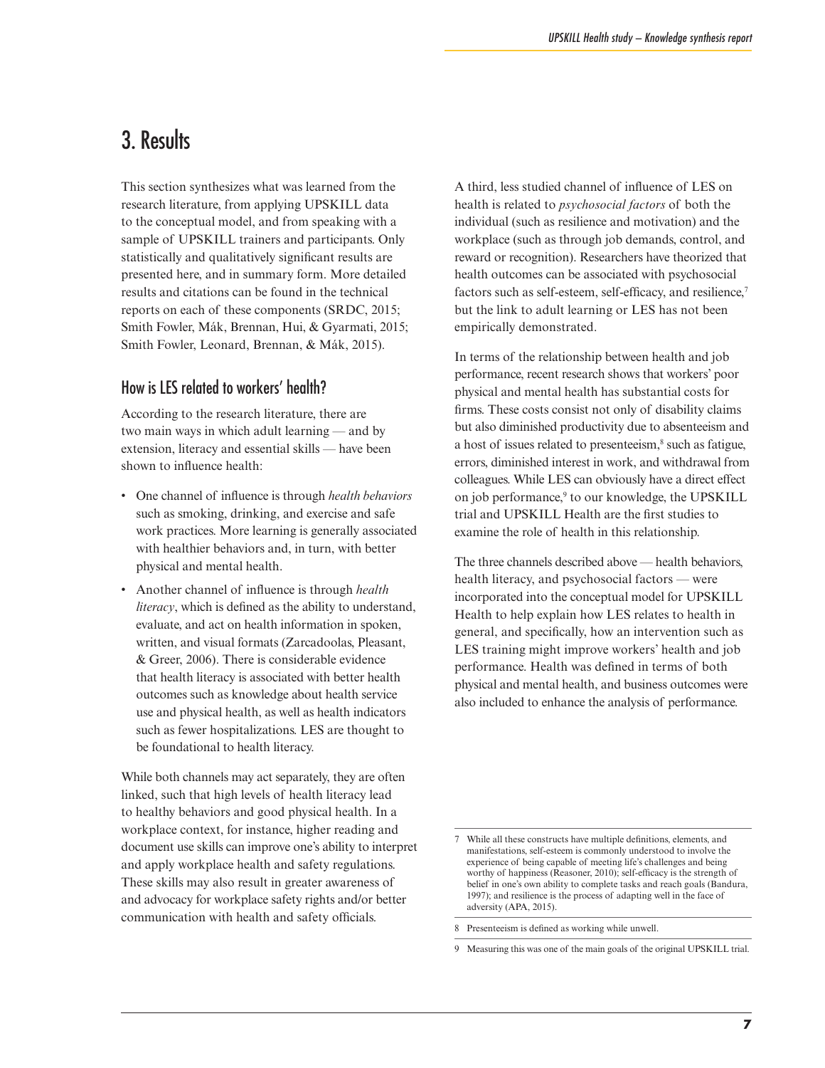# 3. Results

This section synthesizes what was learned from the research literature, from applying UPSKILL data to the conceptual model, and from speaking with a sample of UPSKILL trainers and participants. Only statistically and qualitatively significant results are presented here, and in summary form. More detailed results and citations can be found in the technical reports on each of these components (SRDC, 2015; Smith Fowler, Mák, Brennan, Hui, & Gyarmati, 2015; Smith Fowler, Leonard, Brennan, & Mák, 2015).

## How is LES related to workers' health?

According to the research literature, there are two main ways in which adult learning — and by extension, literacy and essential skills — have been shown to influence health:

- One channel of influence is through *health behaviors* such as smoking, drinking, and exercise and safe work practices. More learning is generally associated with healthier behaviors and, in turn, with better physical and mental health.
- Another channel of influence is through *health literacy*, which is defined as the ability to understand, evaluate, and act on health information in spoken, written, and visual formats (Zarcadoolas, Pleasant, & Greer, 2006). There is considerable evidence that health literacy is associated with better health outcomes such as knowledge about health service use and physical health, as well as health indicators such as fewer hospitalizations. LES are thought to be foundational to health literacy.

While both channels may act separately, they are often linked, such that high levels of health literacy lead to healthy behaviors and good physical health. In a workplace context, for instance, higher reading and document use skills can improve one's ability to interpret and apply workplace health and safety regulations. These skills may also result in greater awareness of and advocacy for workplace safety rights and/or better communication with health and safety officials.

A third, less studied channel of influence of LES on health is related to *psychosocial factors* of both the individual (such as resilience and motivation) and the workplace (such as through job demands, control, and reward or recognition). Researchers have theorized that health outcomes can be associated with psychosocial factors such as self-esteem, self-efficacy, and resilience,[7] but the link to adult learning or LES has not been empirically demonstrated.

In terms of the relationship between health and job performance, recent research shows that workers' poor physical and mental health has substantial costs for firms. These costs consist not only of disability claims but also diminished productivity due to absenteeism and a host of issues related to presenteeism,[8] such as fatigue, errors, diminished interest in work, and withdrawal from colleagues. While LES can obviously have a direct effect on job performance,[9] to our knowledge, the UPSKILL trial and UPSKILL Health are the first studies to examine the role of health in this relationship.

The three channels described above — health behaviors, health literacy, and psychosocial factors — were incorporated into the conceptual model for UPSKILL Health to help explain how LES relates to health in general, and specifically, how an intervention such as LES training might improve workers' health and job performance. Health was defined in terms of both physical and mental health, and business outcomes were also included to enhance the analysis of performance.

7 While all these constructs have multiple definitions, elements, and manifestations, self-esteem is commonly understood to involve the experience of being capable of meeting life's challenges and being worthy of happiness (Reasoner, 2010); self-efficacy is the strength of belief in one's own ability to complete tasks and reach goals (Bandura, 1997); and resilience is the process of adapting well in the face of adversity (APA, 2015).

8 Presenteeism is defined as working while unwell.

9 Measuring this was one of the main goals of the original UPSKILL trial.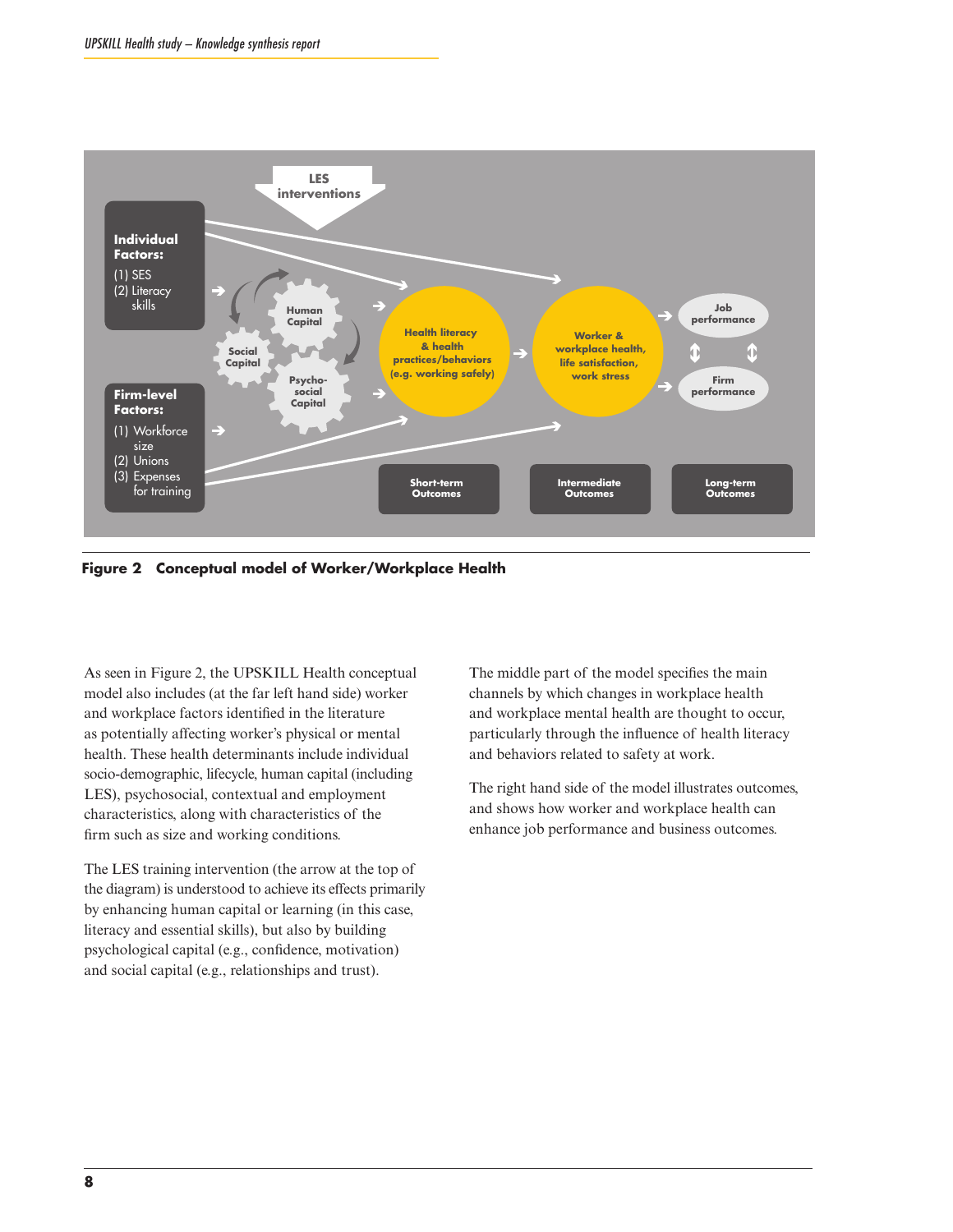LES interventions

Individual Factors:
(1) SES
(2) Literacy skills

Firm-level Factors:
(1) Workforce size
(2) Unions
(3) Expenses for training

Social Capital

Human Capital

Psycho-social Capital

Health literacy & health practices/behaviors (e.g. working safely)

Worker & workplace health, life satisfaction, work stress

Job performance

Firm performance

Short-term Outcomes

Intermediate Outcomes

Long-term Outcomes

**Figure 2 Conceptual model of Worker/Workplace Health**

As seen in Figure 2, the UPSKILL Health conceptual model also includes (at the far left hand side) worker and workplace factors identified in the literature as potentially affecting worker's physical or mental health. These health determinants include individual socio-demographic, lifecycle, human capital (including LES), psychosocial, contextual and employment characteristics, along with characteristics of the firm such as size and working conditions.

The LES training intervention (the arrow at the top of the diagram) is understood to achieve its effects primarily by enhancing human capital or learning (in this case, literacy and essential skills), but also by building psychological capital (e.g., confidence, motivation) and social capital (e.g., relationships and trust).

The middle part of the model specifies the main channels by which changes in workplace health and workplace mental health are thought to occur, particularly through the influence of health literacy and behaviors related to safety at work.

The right hand side of the model illustrates outcomes, and shows how worker and workplace health can enhance job performance and business outcomes.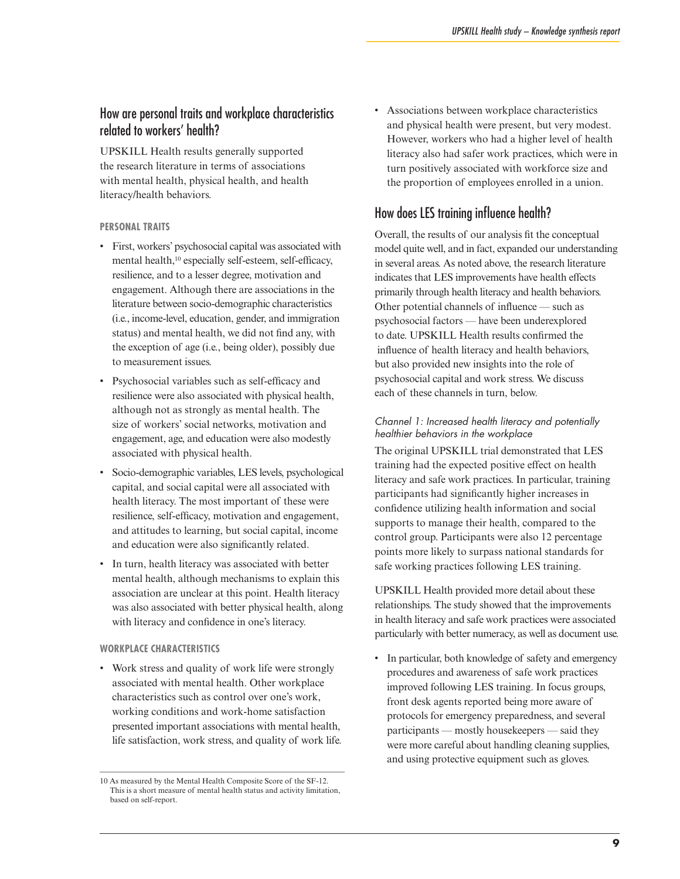## How are personal traits and workplace characteristics related to workers' health?

UPSKILL Health results generally supported the research literature in terms of associations with mental health, physical health, and health literacy/health behaviors.

#### PERSONAL TRAITS

- First, workers' psychosocial capital was associated with mental health,[10] especially self-esteem, self-efficacy, resilience, and to a lesser degree, motivation and engagement. Although there are associations in the literature between socio-demographic characteristics (i.e., income-level, education, gender, and immigration status) and mental health, we did not find any, with the exception of age (i.e., being older), possibly due to measurement issues.
- Psychosocial variables such as self-efficacy and resilience were also associated with physical health, although not as strongly as mental health. The size of workers' social networks, motivation and engagement, age, and education were also modestly associated with physical health.
- Socio-demographic variables, LES levels, psychological capital, and social capital were all associated with health literacy. The most important of these were resilience, self-efficacy, motivation and engagement, and attitudes to learning, but social capital, income and education were also significantly related.
- In turn, health literacy was associated with better mental health, although mechanisms to explain this association are unclear at this point. Health literacy was also associated with better physical health, along with literacy and confidence in one's literacy.

#### WORKPLACE CHARACTERISTICS

- Work stress and quality of work life were strongly associated with mental health. Other workplace characteristics such as control over one's work, working conditions and work-home satisfaction presented important associations with mental health, life satisfaction, work stress, and quality of work life.
- Associations between workplace characteristics and physical health were present, but very modest. However, workers who had a higher level of health literacy also had safer work practices, which were in turn positively associated with workforce size and the proportion of employees enrolled in a union.

10 As measured by the Mental Health Composite Score of the SF-12. This is a short measure of mental health status and activity limitation, based on self-report.

## How does LES training influence health?

Overall, the results of our analysis fit the conceptual model quite well, and in fact, expanded our understanding in several areas. As noted above, the research literature indicates that LES improvements have health effects primarily through health literacy and health behaviors. Other potential channels of influence — such as psychosocial factors — have been underexplored to date. UPSKILL Health results confirmed the influence of health literacy and health behaviors, but also provided new insights into the role of psychosocial capital and work stress. We discuss each of these channels in turn, below.

#### *Channel 1: Increased health literacy and potentially healthier behaviors in the workplace*

The original UPSKILL trial demonstrated that LES training had the expected positive effect on health literacy and safe work practices. In particular, training participants had significantly higher increases in confidence utilizing health information and social supports to manage their health, compared to the control group. Participants were also 12 percentage points more likely to surpass national standards for safe working practices following LES training.

UPSKILL Health provided more detail about these relationships. The study showed that the improvements in health literacy and safe work practices were associated particularly with better numeracy, as well as document use.

- In particular, both knowledge of safety and emergency procedures and awareness of safe work practices improved following LES training. In focus groups, front desk agents reported being more aware of protocols for emergency preparedness, and several participants — mostly housekeepers — said they were more careful about handling cleaning supplies, and using protective equipment such as gloves.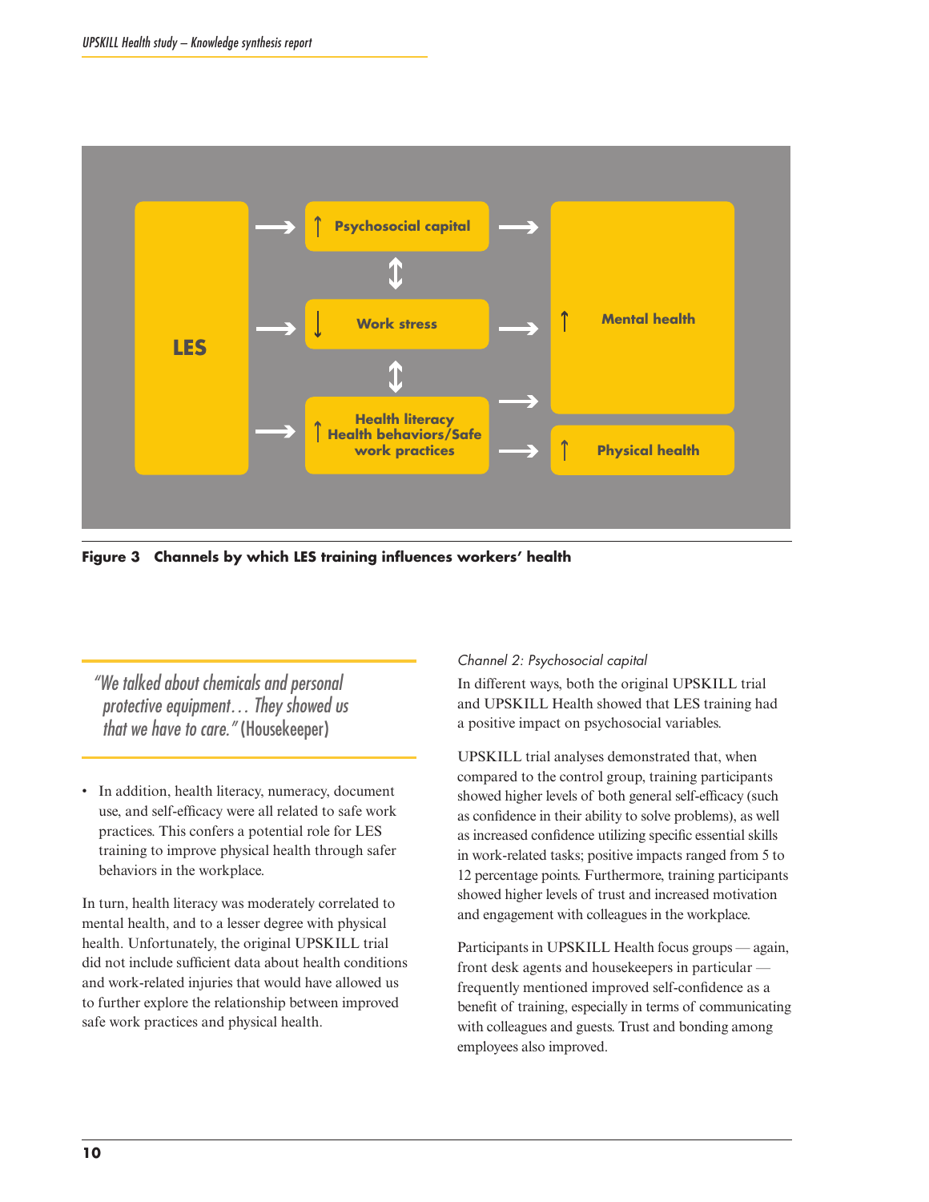LES

↑ Psychosocial capital

↓ Work stress

↑ Health literacy Health behaviors/Safe work practices

↑ Mental health

↑ Physical health

**Figure 3 Channels by which LES training influences workers' health**

> *"We talked about chemicals and personal protective equipment… They showed us that we have to care."* (Housekeeper)

- In addition, health literacy, numeracy, document use, and self-efficacy were all related to safe work practices. This confers a potential role for LES training to improve physical health through safer behaviors in the workplace.

In turn, health literacy was moderately correlated to mental health, and to a lesser degree with physical health. Unfortunately, the original UPSKILL trial did not include sufficient data about health conditions and work-related injuries that would have allowed us to further explore the relationship between improved safe work practices and physical health.

*Channel 2: Psychosocial capital*

In different ways, both the original UPSKILL trial and UPSKILL Health showed that LES training had a positive impact on psychosocial variables.

UPSKILL trial analyses demonstrated that, when compared to the control group, training participants showed higher levels of both general self-efficacy (such as confidence in their ability to solve problems), as well as increased confidence utilizing specific essential skills in work-related tasks; positive impacts ranged from 5 to 12 percentage points. Furthermore, training participants showed higher levels of trust and increased motivation and engagement with colleagues in the workplace.

Participants in UPSKILL Health focus groups — again, front desk agents and housekeepers in particular — frequently mentioned improved self-confidence as a benefit of training, especially in terms of communicating with colleagues and guests. Trust and bonding among employees also improved.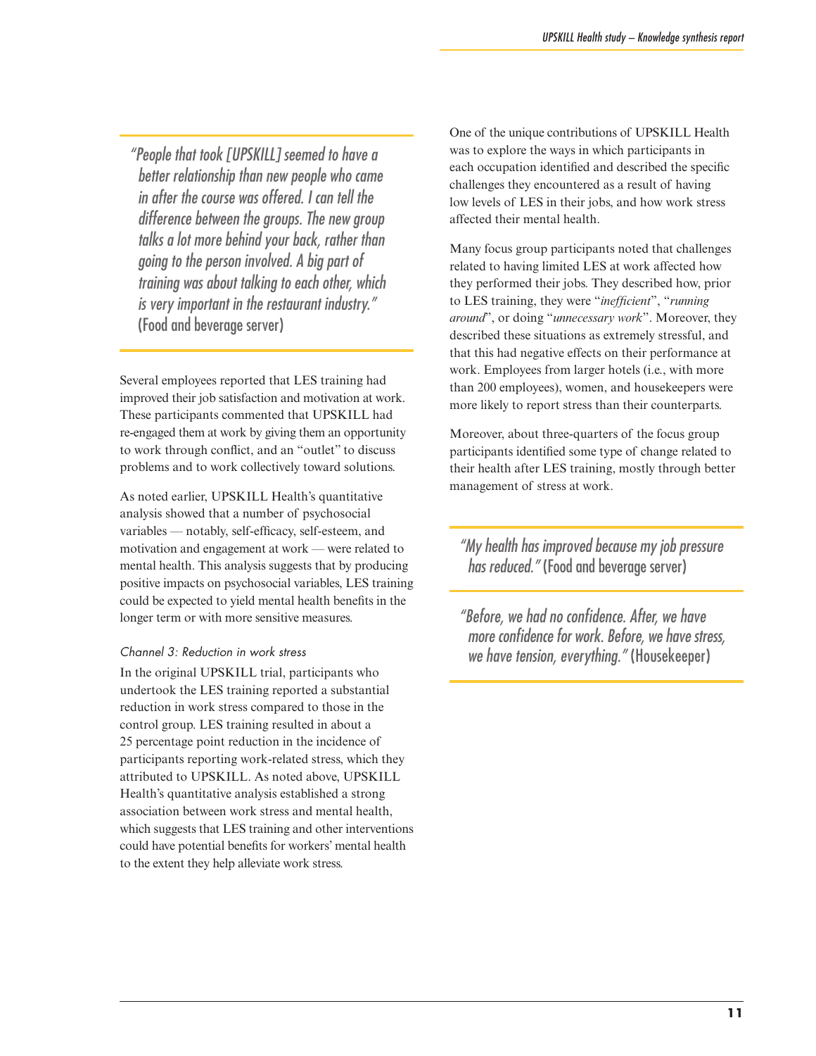> *"People that took [UPSKILL] seemed to have a better relationship than new people who came in after the course was offered. I can tell the difference between the groups. The new group talks a lot more behind your back, rather than going to the person involved. A big part of training was about talking to each other, which is very important in the restaurant industry."* (Food and beverage server)

Several employees reported that LES training had improved their job satisfaction and motivation at work. These participants commented that UPSKILL had re-engaged them at work by giving them an opportunity to work through conflict, and an "outlet" to discuss problems and to work collectively toward solutions.

As noted earlier, UPSKILL Health's quantitative analysis showed that a number of psychosocial variables — notably, self-efficacy, self-esteem, and motivation and engagement at work — were related to mental health. This analysis suggests that by producing positive impacts on psychosocial variables, LES training could be expected to yield mental health benefits in the longer term or with more sensitive measures.

#### *Channel 3: Reduction in work stress*

In the original UPSKILL trial, participants who undertook the LES training reported a substantial reduction in work stress compared to those in the control group. LES training resulted in about a 25 percentage point reduction in the incidence of participants reporting work-related stress, which they attributed to UPSKILL. As noted above, UPSKILL Health's quantitative analysis established a strong association between work stress and mental health, which suggests that LES training and other interventions could have potential benefits for workers' mental health to the extent they help alleviate work stress.

One of the unique contributions of UPSKILL Health was to explore the ways in which participants in each occupation identified and described the specific challenges they encountered as a result of having low levels of LES in their jobs, and how work stress affected their mental health.

Many focus group participants noted that challenges related to having limited LES at work affected how they performed their jobs. They described how, prior to LES training, they were "*inefficient*", "*running around*", or doing "*unnecessary work*". Moreover, they described these situations as extremely stressful, and that this had negative effects on their performance at work. Employees from larger hotels (i.e., with more than 200 employees), women, and housekeepers were more likely to report stress than their counterparts.

Moreover, about three-quarters of the focus group participants identified some type of change related to their health after LES training, mostly through better management of stress at work.

> *"My health has improved because my job pressure has reduced."* (Food and beverage server)

> *"Before, we had no confidence. After, we have more confidence for work. Before, we have stress, we have tension, everything."* (Housekeeper)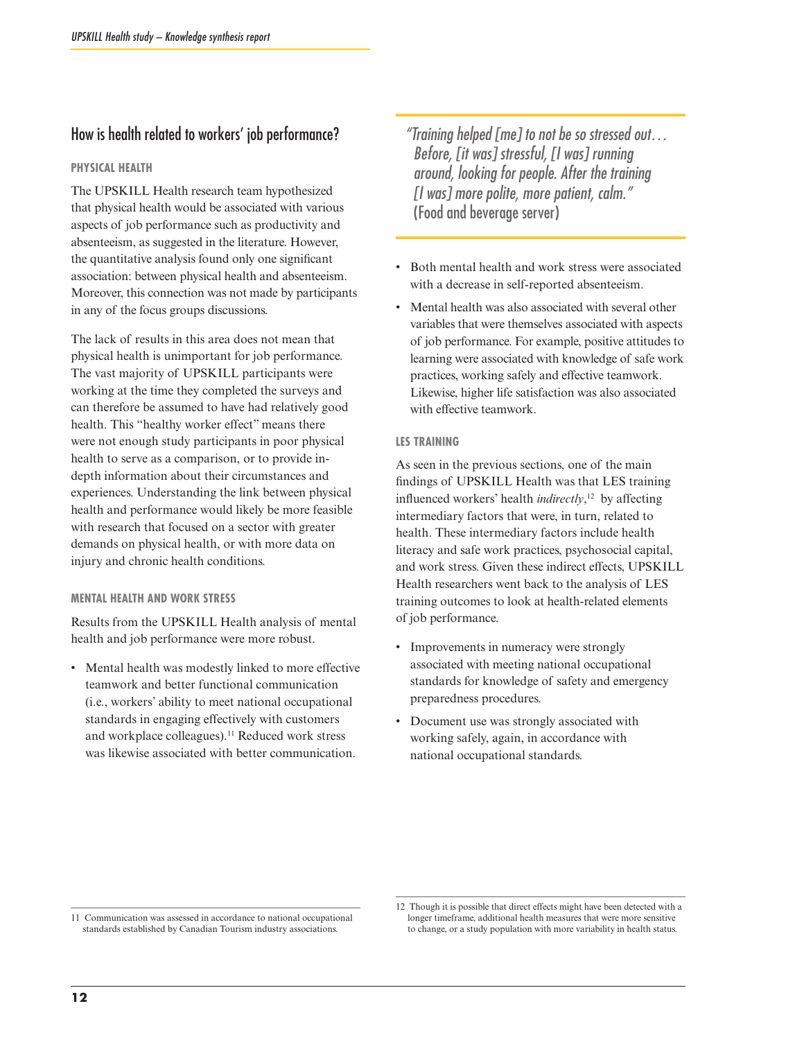## How is health related to workers' job performance?

### PHYSICAL HEALTH

The UPSKILL Health research team hypothesized that physical health would be associated with various aspects of job performance such as productivity and absenteeism, as suggested in the literature. However, the quantitative analysis found only one significant association: between physical health and absenteeism. Moreover, this connection was not made by participants in any of the focus groups discussions.

The lack of results in this area does not mean that physical health is unimportant for job performance. The vast majority of UPSKILL participants were working at the time they completed the surveys and can therefore be assumed to have had relatively good health. This "healthy worker effect" means there were not enough study participants in poor physical health to serve as a comparison, or to provide in-depth information about their circumstances and experiences. Understanding the link between physical health and performance would likely be more feasible with research that focused on a sector with greater demands on physical health, or with more data on injury and chronic health conditions.

### MENTAL HEALTH AND WORK STRESS

Results from the UPSKILL Health analysis of mental health and job performance were more robust.

- Mental health was modestly linked to more effective teamwork and better functional communication (i.e., workers' ability to meet national occupational standards in engaging effectively with customers and workplace colleagues).[11] Reduced work stress was likewise associated with better communication.

> *"Training helped [me] to not be so stressed out… Before, [it was] stressful, [I was] running around, looking for people. After the training [I was] more polite, more patient, calm."*
> (Food and beverage server)

- Both mental health and work stress were associated with a decrease in self-reported absenteeism.
- Mental health was also associated with several other variables that were themselves associated with aspects of job performance. For example, positive attitudes to learning were associated with knowledge of safe work practices, working safely and effective teamwork. Likewise, higher life satisfaction was also associated with effective teamwork.

### LES TRAINING

As seen in the previous sections, one of the main findings of UPSKILL Health was that LES training influenced workers' health *indirectly*,[12] by affecting intermediary factors that were, in turn, related to health. These intermediary factors include health literacy and safe work practices, psychosocial capital, and work stress. Given these indirect effects, UPSKILL Health researchers went back to the analysis of LES training outcomes to look at health-related elements of job performance.

- Improvements in numeracy were strongly associated with meeting national occupational standards for knowledge of safety and emergency preparedness procedures.
- Document use was strongly associated with working safely, again, in accordance with national occupational standards.

---

11 Communication was assessed in accordance to national occupational standards established by Canadian Tourism industry associations.

12 Though it is possible that direct effects might have been detected with a longer timeframe, additional health measures that were more sensitive to change, or a study population with more variability in health status.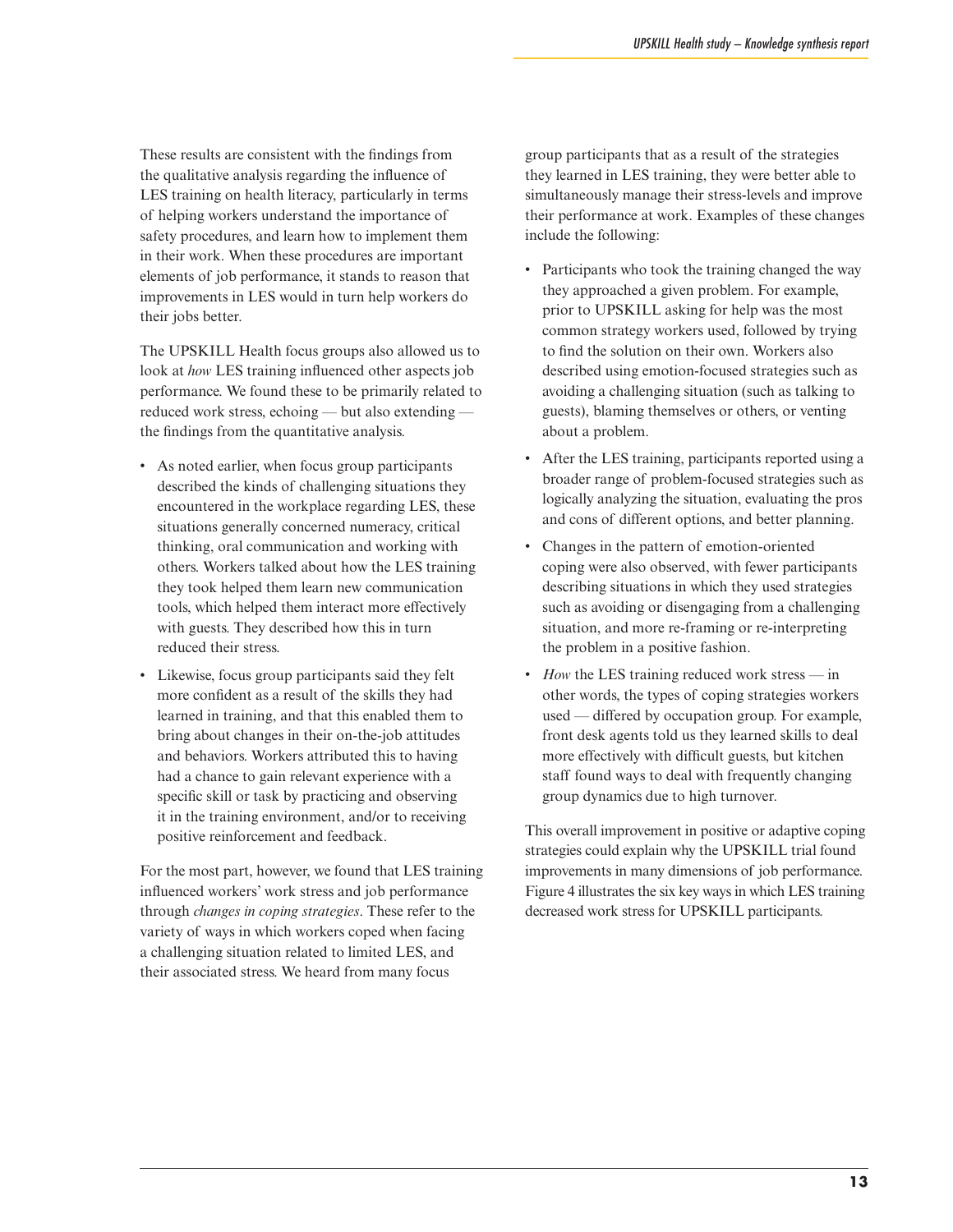These results are consistent with the findings from the qualitative analysis regarding the influence of LES training on health literacy, particularly in terms of helping workers understand the importance of safety procedures, and learn how to implement them in their work. When these procedures are important elements of job performance, it stands to reason that improvements in LES would in turn help workers do their jobs better.

The UPSKILL Health focus groups also allowed us to look at *how* LES training influenced other aspects job performance. We found these to be primarily related to reduced work stress, echoing — but also extending — the findings from the quantitative analysis.

- As noted earlier, when focus group participants described the kinds of challenging situations they encountered in the workplace regarding LES, these situations generally concerned numeracy, critical thinking, oral communication and working with others. Workers talked about how the LES training they took helped them learn new communication tools, which helped them interact more effectively with guests. They described how this in turn reduced their stress.
- Likewise, focus group participants said they felt more confident as a result of the skills they had learned in training, and that this enabled them to bring about changes in their on-the-job attitudes and behaviors. Workers attributed this to having had a chance to gain relevant experience with a specific skill or task by practicing and observing it in the training environment, and/or to receiving positive reinforcement and feedback.

For the most part, however, we found that LES training influenced workers' work stress and job performance through *changes in coping strategies*. These refer to the variety of ways in which workers coped when facing a challenging situation related to limited LES, and their associated stress. We heard from many focus group participants that as a result of the strategies they learned in LES training, they were better able to simultaneously manage their stress-levels and improve their performance at work. Examples of these changes include the following:

- Participants who took the training changed the way they approached a given problem. For example, prior to UPSKILL asking for help was the most common strategy workers used, followed by trying to find the solution on their own. Workers also described using emotion-focused strategies such as avoiding a challenging situation (such as talking to guests), blaming themselves or others, or venting about a problem.
- After the LES training, participants reported using a broader range of problem-focused strategies such as logically analyzing the situation, evaluating the pros and cons of different options, and better planning.
- Changes in the pattern of emotion-oriented coping were also observed, with fewer participants describing situations in which they used strategies such as avoiding or disengaging from a challenging situation, and more re-framing or re-interpreting the problem in a positive fashion.
- *How* the LES training reduced work stress — in other words, the types of coping strategies workers used — differed by occupation group. For example, front desk agents told us they learned skills to deal more effectively with difficult guests, but kitchen staff found ways to deal with frequently changing group dynamics due to high turnover.

This overall improvement in positive or adaptive coping strategies could explain why the UPSKILL trial found improvements in many dimensions of job performance. Figure 4 illustrates the six key ways in which LES training decreased work stress for UPSKILL participants.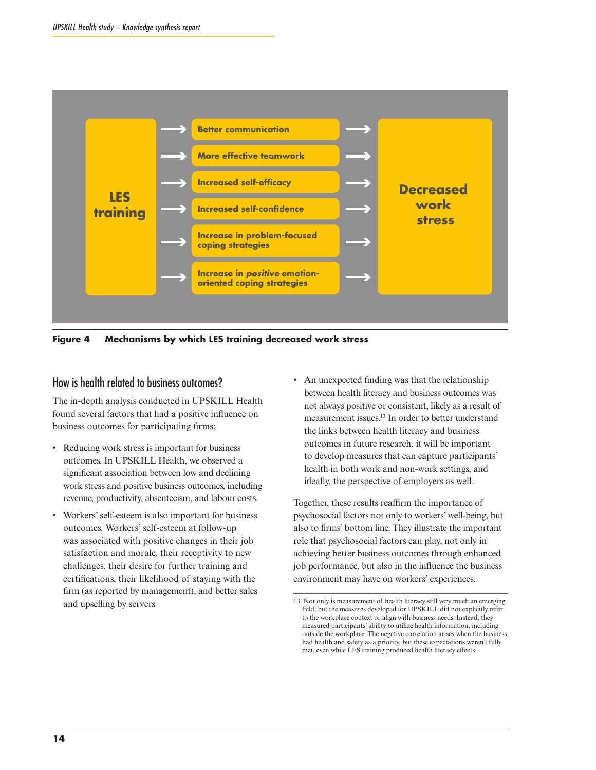LES training

Better communication

More effective teamwork

Increased self-efficacy

Increased self-confidence

Increase in problem-focused coping strategies

Increase in *positive* emotion-oriented coping strategies

Decreased work stress

**Figure 4 Mechanisms by which LES training decreased work stress**

## How is health related to business outcomes?

The in-depth analysis conducted in UPSKILL Health found several factors that had a positive influence on business outcomes for participating firms:

- Reducing work stress is important for business outcomes. In UPSKILL Health, we observed a significant association between low and declining work stress and positive business outcomes, including revenue, productivity, absenteeism, and labour costs.
- Workers' self-esteem is also important for business outcomes. Workers' self-esteem at follow-up was associated with positive changes in their job satisfaction and morale, their receptivity to new challenges, their desire for further training and certifications, their likelihood of staying with the firm (as reported by management), and better sales and upselling by servers.
- An unexpected finding was that the relationship between health literacy and business outcomes was not always positive or consistent, likely as a result of measurement issues.[13] In order to better understand the links between health literacy and business outcomes in future research, it will be important to develop measures that can capture participants' health in both work and non-work settings, and ideally, the perspective of employers as well.

Together, these results reaffirm the importance of psychosocial factors not only to workers' well-being, but also to firms' bottom line. They illustrate the important role that psychosocial factors can play, not only in achieving better business outcomes through enhanced job performance, but also in the influence the business environment may have on workers' experiences.

13 Not only is measurement of health literacy still very much an emerging field, but the measures developed for UPSKILL did not explicitly refer to the workplace context or align with business needs. Instead, they measured participants' ability to utilize health information, including outside the workplace. The negative correlation arises when the business had health and safety as a priority, but these expectations weren't fully met, even while LES training produced health literacy effects.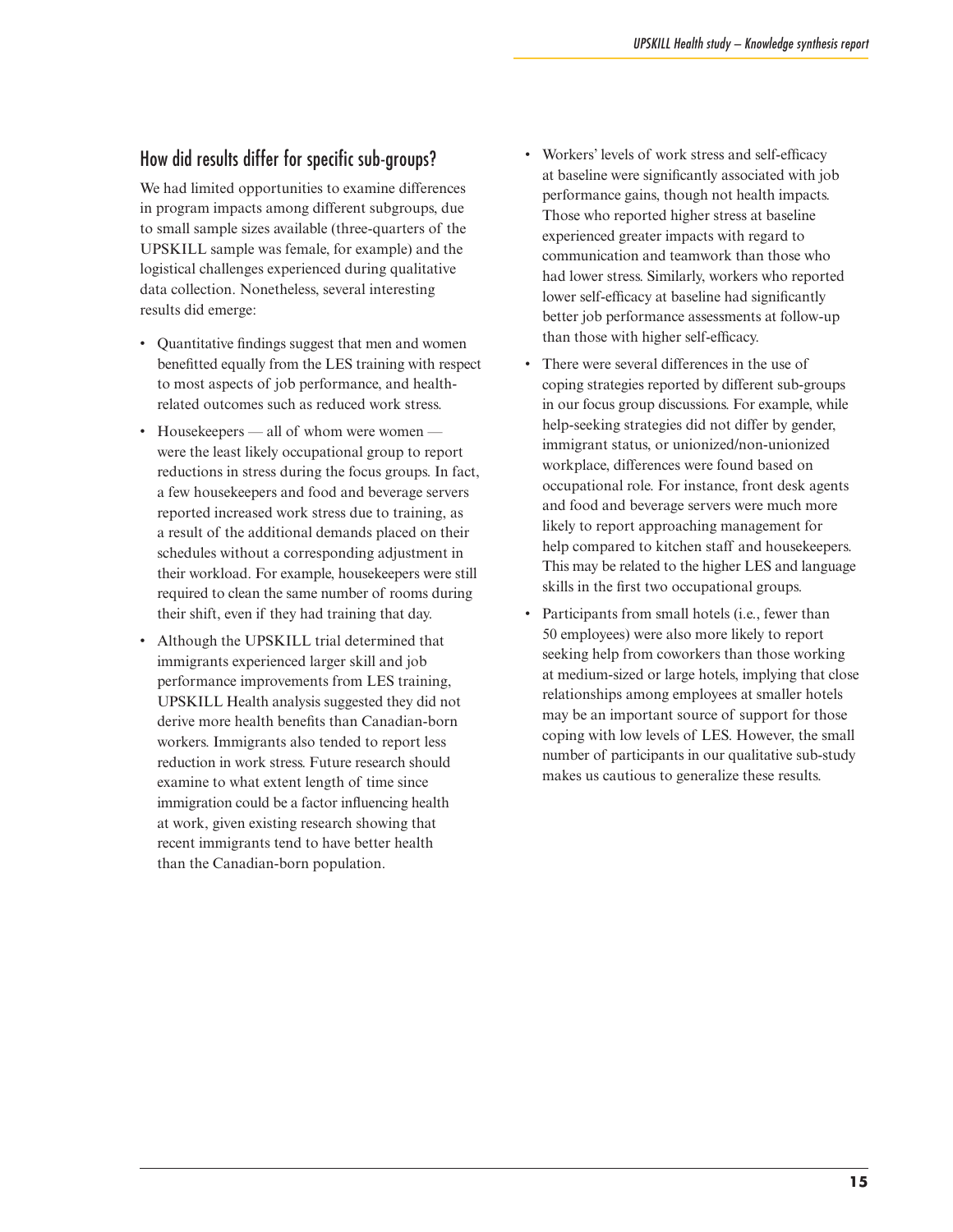## How did results differ for specific sub-groups?

We had limited opportunities to examine differences in program impacts among different subgroups, due to small sample sizes available (three-quarters of the UPSKILL sample was female, for example) and the logistical challenges experienced during qualitative data collection. Nonetheless, several interesting results did emerge:

- Quantitative findings suggest that men and women benefitted equally from the LES training with respect to most aspects of job performance, and health-related outcomes such as reduced work stress.
- Housekeepers — all of whom were women — were the least likely occupational group to report reductions in stress during the focus groups. In fact, a few housekeepers and food and beverage servers reported increased work stress due to training, as a result of the additional demands placed on their schedules without a corresponding adjustment in their workload. For example, housekeepers were still required to clean the same number of rooms during their shift, even if they had training that day.
- Although the UPSKILL trial determined that immigrants experienced larger skill and job performance improvements from LES training, UPSKILL Health analysis suggested they did not derive more health benefits than Canadian-born workers. Immigrants also tended to report less reduction in work stress. Future research should examine to what extent length of time since immigration could be a factor influencing health at work, given existing research showing that recent immigrants tend to have better health than the Canadian-born population.
- Workers' levels of work stress and self-efficacy at baseline were significantly associated with job performance gains, though not health impacts. Those who reported higher stress at baseline experienced greater impacts with regard to communication and teamwork than those who had lower stress. Similarly, workers who reported lower self-efficacy at baseline had significantly better job performance assessments at follow-up than those with higher self-efficacy.
- There were several differences in the use of coping strategies reported by different sub-groups in our focus group discussions. For example, while help-seeking strategies did not differ by gender, immigrant status, or unionized/non-unionized workplace, differences were found based on occupational role. For instance, front desk agents and food and beverage servers were much more likely to report approaching management for help compared to kitchen staff and housekeepers. This may be related to the higher LES and language skills in the first two occupational groups.
- Participants from small hotels (i.e., fewer than 50 employees) were also more likely to report seeking help from coworkers than those working at medium-sized or large hotels, implying that close relationships among employees at smaller hotels may be an important source of support for those coping with low levels of LES. However, the small number of participants in our qualitative sub-study makes us cautious to generalize these results.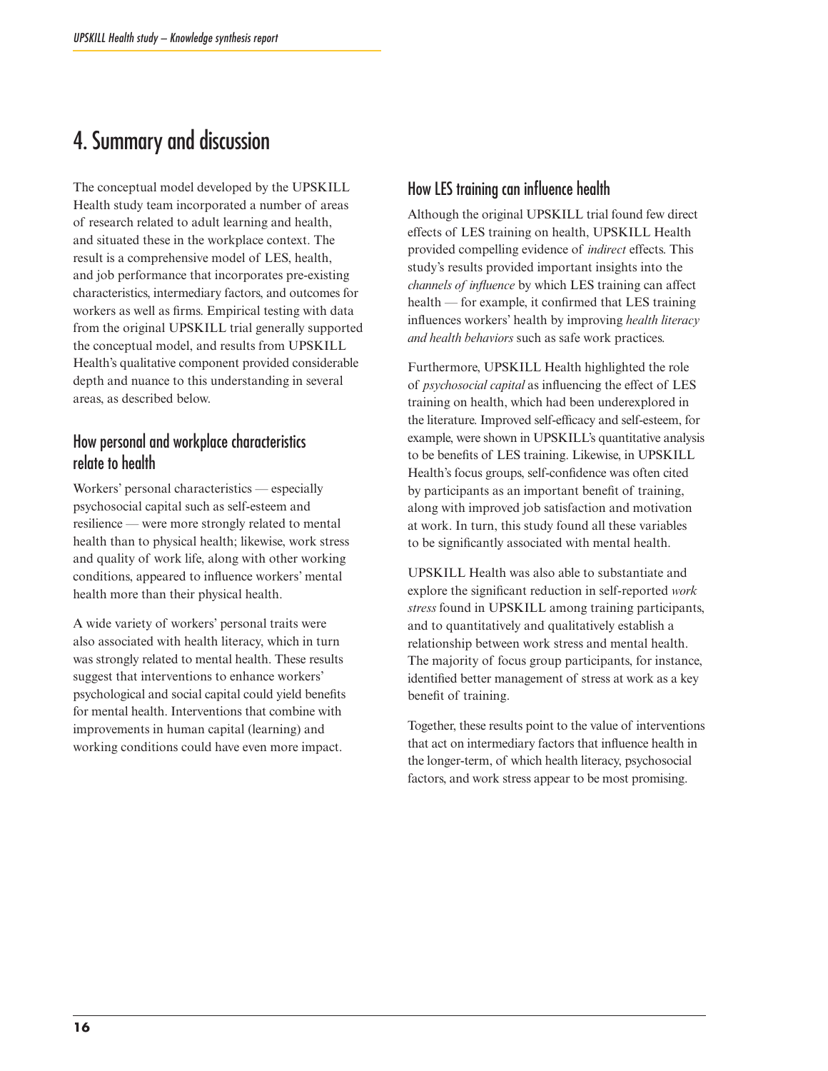# 4. Summary and discussion

The conceptual model developed by the UPSKILL Health study team incorporated a number of areas of research related to adult learning and health, and situated these in the workplace context. The result is a comprehensive model of LES, health, and job performance that incorporates pre-existing characteristics, intermediary factors, and outcomes for workers as well as firms. Empirical testing with data from the original UPSKILL trial generally supported the conceptual model, and results from UPSKILL Health's qualitative component provided considerable depth and nuance to this understanding in several areas, as described below.

## How personal and workplace characteristics relate to health

Workers' personal characteristics — especially psychosocial capital such as self-esteem and resilience — were more strongly related to mental health than to physical health; likewise, work stress and quality of work life, along with other working conditions, appeared to influence workers' mental health more than their physical health.

A wide variety of workers' personal traits were also associated with health literacy, which in turn was strongly related to mental health. These results suggest that interventions to enhance workers' psychological and social capital could yield benefits for mental health. Interventions that combine with improvements in human capital (learning) and working conditions could have even more impact.

## How LES training can influence health

Although the original UPSKILL trial found few direct effects of LES training on health, UPSKILL Health provided compelling evidence of *indirect* effects. This study's results provided important insights into the *channels of influence* by which LES training can affect health — for example, it confirmed that LES training influences workers' health by improving *health literacy and health behaviors* such as safe work practices.

Furthermore, UPSKILL Health highlighted the role of *psychosocial capital* as influencing the effect of LES training on health, which had been underexplored in the literature. Improved self-efficacy and self-esteem, for example, were shown in UPSKILL's quantitative analysis to be benefits of LES training. Likewise, in UPSKILL Health's focus groups, self-confidence was often cited by participants as an important benefit of training, along with improved job satisfaction and motivation at work. In turn, this study found all these variables to be significantly associated with mental health.

UPSKILL Health was also able to substantiate and explore the significant reduction in self-reported *work stress* found in UPSKILL among training participants, and to quantitatively and qualitatively establish a relationship between work stress and mental health. The majority of focus group participants, for instance, identified better management of stress at work as a key benefit of training.

Together, these results point to the value of interventions that act on intermediary factors that influence health in the longer-term, of which health literacy, psychosocial factors, and work stress appear to be most promising.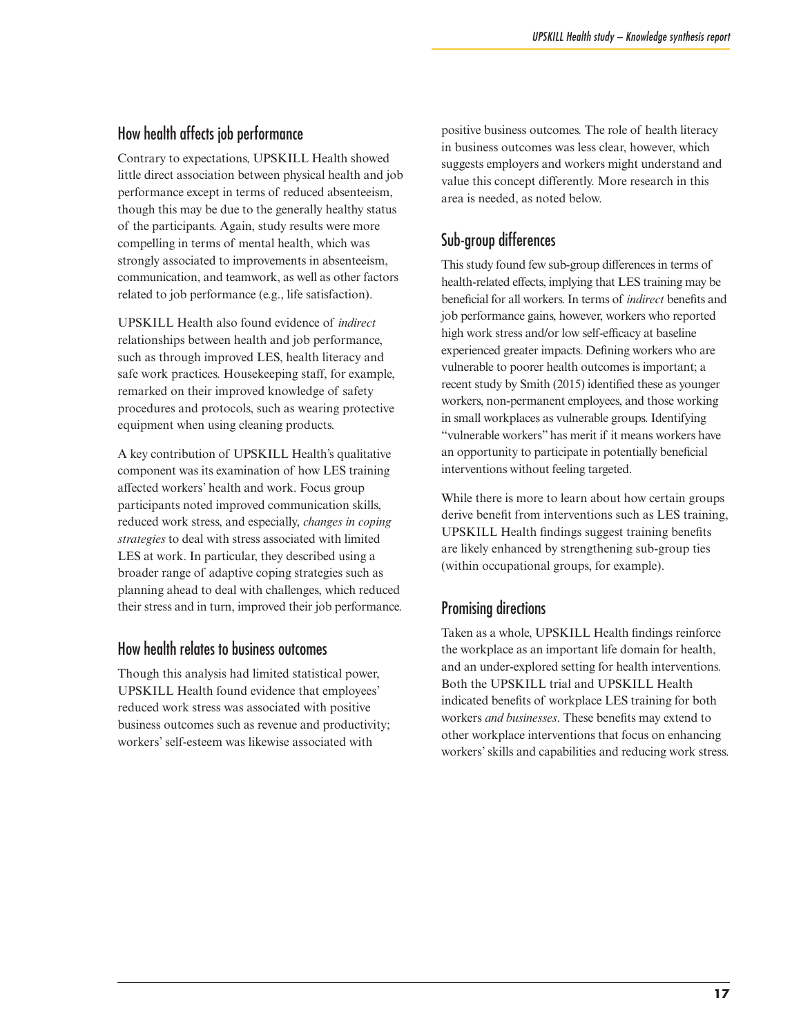## How health affects job performance

Contrary to expectations, UPSKILL Health showed little direct association between physical health and job performance except in terms of reduced absenteeism, though this may be due to the generally healthy status of the participants. Again, study results were more compelling in terms of mental health, which was strongly associated to improvements in absenteeism, communication, and teamwork, as well as other factors related to job performance (e.g., life satisfaction).

UPSKILL Health also found evidence of *indirect* relationships between health and job performance, such as through improved LES, health literacy and safe work practices. Housekeeping staff, for example, remarked on their improved knowledge of safety procedures and protocols, such as wearing protective equipment when using cleaning products.

A key contribution of UPSKILL Health's qualitative component was its examination of how LES training affected workers' health and work. Focus group participants noted improved communication skills, reduced work stress, and especially, *changes in coping strategies* to deal with stress associated with limited LES at work. In particular, they described using a broader range of adaptive coping strategies such as planning ahead to deal with challenges, which reduced their stress and in turn, improved their job performance.

## How health relates to business outcomes

Though this analysis had limited statistical power, UPSKILL Health found evidence that employees' reduced work stress was associated with positive business outcomes such as revenue and productivity; workers' self-esteem was likewise associated with positive business outcomes. The role of health literacy in business outcomes was less clear, however, which suggests employers and workers might understand and value this concept differently. More research in this area is needed, as noted below.

## Sub-group differences

This study found few sub-group differences in terms of health-related effects, implying that LES training may be beneficial for all workers. In terms of *indirect* benefits and job performance gains, however, workers who reported high work stress and/or low self-efficacy at baseline experienced greater impacts. Defining workers who are vulnerable to poorer health outcomes is important; a recent study by Smith (2015) identified these as younger workers, non-permanent employees, and those working in small workplaces as vulnerable groups. Identifying "vulnerable workers" has merit if it means workers have an opportunity to participate in potentially beneficial interventions without feeling targeted.

While there is more to learn about how certain groups derive benefit from interventions such as LES training, UPSKILL Health findings suggest training benefits are likely enhanced by strengthening sub-group ties (within occupational groups, for example).

## Promising directions

Taken as a whole, UPSKILL Health findings reinforce the workplace as an important life domain for health, and an under-explored setting for health interventions. Both the UPSKILL trial and UPSKILL Health indicated benefits of workplace LES training for both workers *and businesses*. These benefits may extend to other workplace interventions that focus on enhancing workers' skills and capabilities and reducing work stress.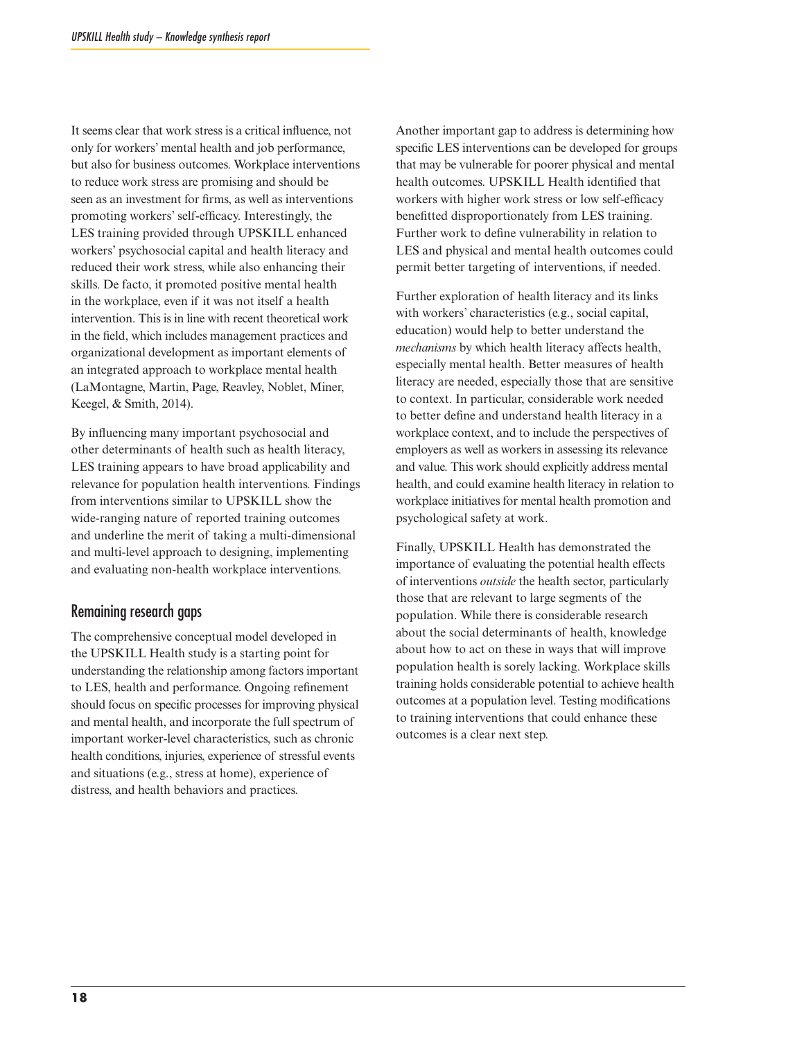It seems clear that work stress is a critical influence, not only for workers' mental health and job performance, but also for business outcomes. Workplace interventions to reduce work stress are promising and should be seen as an investment for firms, as well as interventions promoting workers' self-efficacy. Interestingly, the LES training provided through UPSKILL enhanced workers' psychosocial capital and health literacy and reduced their work stress, while also enhancing their skills. De facto, it promoted positive mental health in the workplace, even if it was not itself a health intervention. This is in line with recent theoretical work in the field, which includes management practices and organizational development as important elements of an integrated approach to workplace mental health (LaMontagne, Martin, Page, Reavley, Noblet, Miner, Keegel, & Smith, 2014).

By influencing many important psychosocial and other determinants of health such as health literacy, LES training appears to have broad applicability and relevance for population health interventions. Findings from interventions similar to UPSKILL show the wide-ranging nature of reported training outcomes and underline the merit of taking a multi-dimensional and multi-level approach to designing, implementing and evaluating non-health workplace interventions.

## Remaining research gaps

The comprehensive conceptual model developed in the UPSKILL Health study is a starting point for understanding the relationship among factors important to LES, health and performance. Ongoing refinement should focus on specific processes for improving physical and mental health, and incorporate the full spectrum of important worker-level characteristics, such as chronic health conditions, injuries, experience of stressful events and situations (e.g., stress at home), experience of distress, and health behaviors and practices.

Another important gap to address is determining how specific LES interventions can be developed for groups that may be vulnerable for poorer physical and mental health outcomes. UPSKILL Health identified that workers with higher work stress or low self-efficacy benefitted disproportionately from LES training. Further work to define vulnerability in relation to LES and physical and mental health outcomes could permit better targeting of interventions, if needed.

Further exploration of health literacy and its links with workers' characteristics (e.g., social capital, education) would help to better understand the *mechanisms* by which health literacy affects health, especially mental health. Better measures of health literacy are needed, especially those that are sensitive to context. In particular, considerable work needed to better define and understand health literacy in a workplace context, and to include the perspectives of employers as well as workers in assessing its relevance and value. This work should explicitly address mental health, and could examine health literacy in relation to workplace initiatives for mental health promotion and psychological safety at work.

Finally, UPSKILL Health has demonstrated the importance of evaluating the potential health effects of interventions *outside* the health sector, particularly those that are relevant to large segments of the population. While there is considerable research about the social determinants of health, knowledge about how to act on these in ways that will improve population health is sorely lacking. Workplace skills training holds considerable potential to achieve health outcomes at a population level. Testing modifications to training interventions that could enhance these outcomes is a clear next step.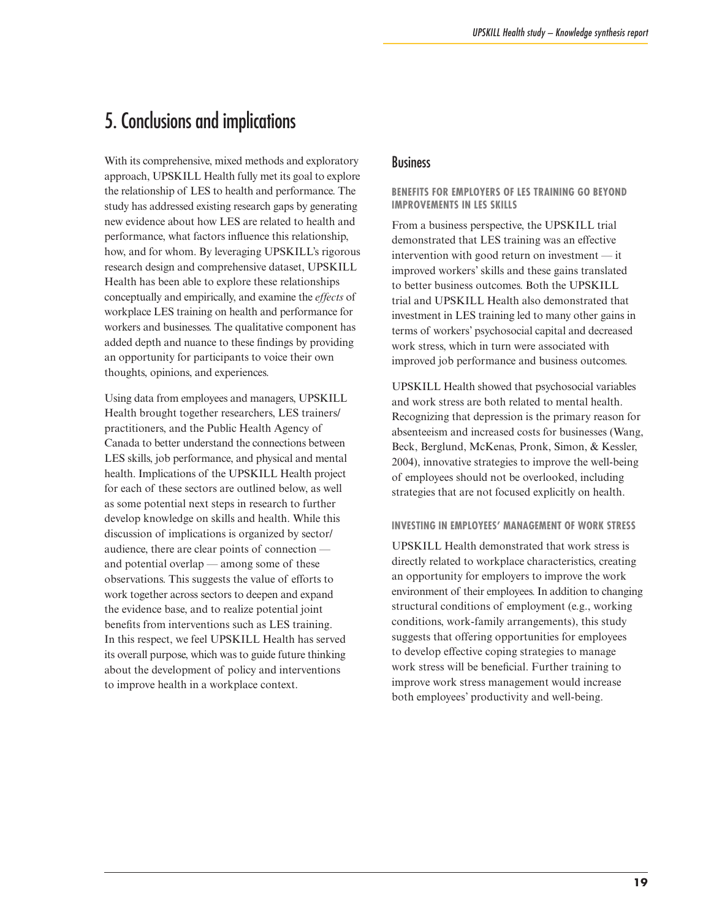# 5. Conclusions and implications

With its comprehensive, mixed methods and exploratory approach, UPSKILL Health fully met its goal to explore the relationship of LES to health and performance. The study has addressed existing research gaps by generating new evidence about how LES are related to health and performance, what factors influence this relationship, how, and for whom. By leveraging UPSKILL's rigorous research design and comprehensive dataset, UPSKILL Health has been able to explore these relationships conceptually and empirically, and examine the *effects* of workplace LES training on health and performance for workers and businesses. The qualitative component has added depth and nuance to these findings by providing an opportunity for participants to voice their own thoughts, opinions, and experiences.

Using data from employees and managers, UPSKILL Health brought together researchers, LES trainers/practitioners, and the Public Health Agency of Canada to better understand the connections between LES skills, job performance, and physical and mental health. Implications of the UPSKILL Health project for each of these sectors are outlined below, as well as some potential next steps in research to further develop knowledge on skills and health. While this discussion of implications is organized by sector/audience, there are clear points of connection — and potential overlap — among some of these observations. This suggests the value of efforts to work together across sectors to deepen and expand the evidence base, and to realize potential joint benefits from interventions such as LES training. In this respect, we feel UPSKILL Health has served its overall purpose, which was to guide future thinking about the development of policy and interventions to improve health in a workplace context.

## Business

### BENEFITS FOR EMPLOYERS OF LES TRAINING GO BEYOND IMPROVEMENTS IN LES SKILLS

From a business perspective, the UPSKILL trial demonstrated that LES training was an effective intervention with good return on investment — it improved workers' skills and these gains translated to better business outcomes. Both the UPSKILL trial and UPSKILL Health also demonstrated that investment in LES training led to many other gains in terms of workers' psychosocial capital and decreased work stress, which in turn were associated with improved job performance and business outcomes.

UPSKILL Health showed that psychosocial variables and work stress are both related to mental health. Recognizing that depression is the primary reason for absenteeism and increased costs for businesses (Wang, Beck, Berglund, McKenas, Pronk, Simon, & Kessler, 2004), innovative strategies to improve the well-being of employees should not be overlooked, including strategies that are not focused explicitly on health.

### INVESTING IN EMPLOYEES' MANAGEMENT OF WORK STRESS

UPSKILL Health demonstrated that work stress is directly related to workplace characteristics, creating an opportunity for employers to improve the work environment of their employees. In addition to changing structural conditions of employment (e.g., working conditions, work-family arrangements), this study suggests that offering opportunities for employees to develop effective coping strategies to manage work stress will be beneficial. Further training to improve work stress management would increase both employees' productivity and well-being.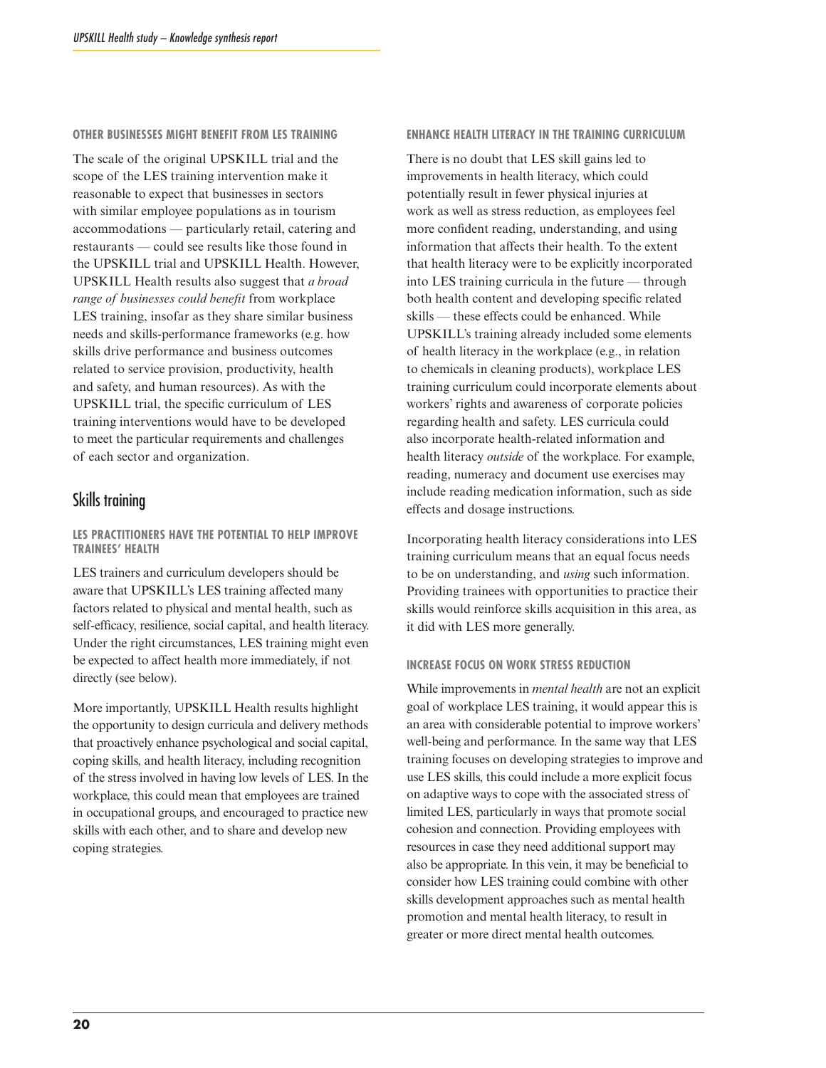#### OTHER BUSINESSES MIGHT BENEFIT FROM LES TRAINING

The scale of the original UPSKILL trial and the scope of the LES training intervention make it reasonable to expect that businesses in sectors with similar employee populations as in tourism accommodations — particularly retail, catering and restaurants — could see results like those found in the UPSKILL trial and UPSKILL Health. However, UPSKILL Health results also suggest that *a broad range of businesses could benefit* from workplace LES training, insofar as they share similar business needs and skills-performance frameworks (e.g. how skills drive performance and business outcomes related to service provision, productivity, health and safety, and human resources). As with the UPSKILL trial, the specific curriculum of LES training interventions would have to be developed to meet the particular requirements and challenges of each sector and organization.

## Skills training

#### LES PRACTITIONERS HAVE THE POTENTIAL TO HELP IMPROVE TRAINEES' HEALTH

LES trainers and curriculum developers should be aware that UPSKILL's LES training affected many factors related to physical and mental health, such as self-efficacy, resilience, social capital, and health literacy. Under the right circumstances, LES training might even be expected to affect health more immediately, if not directly (see below).

More importantly, UPSKILL Health results highlight the opportunity to design curricula and delivery methods that proactively enhance psychological and social capital, coping skills, and health literacy, including recognition of the stress involved in having low levels of LES. In the workplace, this could mean that employees are trained in occupational groups, and encouraged to practice new skills with each other, and to share and develop new coping strategies.

#### ENHANCE HEALTH LITERACY IN THE TRAINING CURRICULUM

There is no doubt that LES skill gains led to improvements in health literacy, which could potentially result in fewer physical injuries at work as well as stress reduction, as employees feel more confident reading, understanding, and using information that affects their health. To the extent that health literacy were to be explicitly incorporated into LES training curricula in the future — through both health content and developing specific related skills — these effects could be enhanced. While UPSKILL's training already included some elements of health literacy in the workplace (e.g., in relation to chemicals in cleaning products), workplace LES training curriculum could incorporate elements about workers' rights and awareness of corporate policies regarding health and safety. LES curricula could also incorporate health-related information and health literacy *outside* of the workplace. For example, reading, numeracy and document use exercises may include reading medication information, such as side effects and dosage instructions.

Incorporating health literacy considerations into LES training curriculum means that an equal focus needs to be on understanding, and *using* such information. Providing trainees with opportunities to practice their skills would reinforce skills acquisition in this area, as it did with LES more generally.

#### INCREASE FOCUS ON WORK STRESS REDUCTION

While improvements in *mental health* are not an explicit goal of workplace LES training, it would appear this is an area with considerable potential to improve workers' well-being and performance. In the same way that LES training focuses on developing strategies to improve and use LES skills, this could include a more explicit focus on adaptive ways to cope with the associated stress of limited LES, particularly in ways that promote social cohesion and connection. Providing employees with resources in case they need additional support may also be appropriate. In this vein, it may be beneficial to consider how LES training could combine with other skills development approaches such as mental health promotion and mental health literacy, to result in greater or more direct mental health outcomes.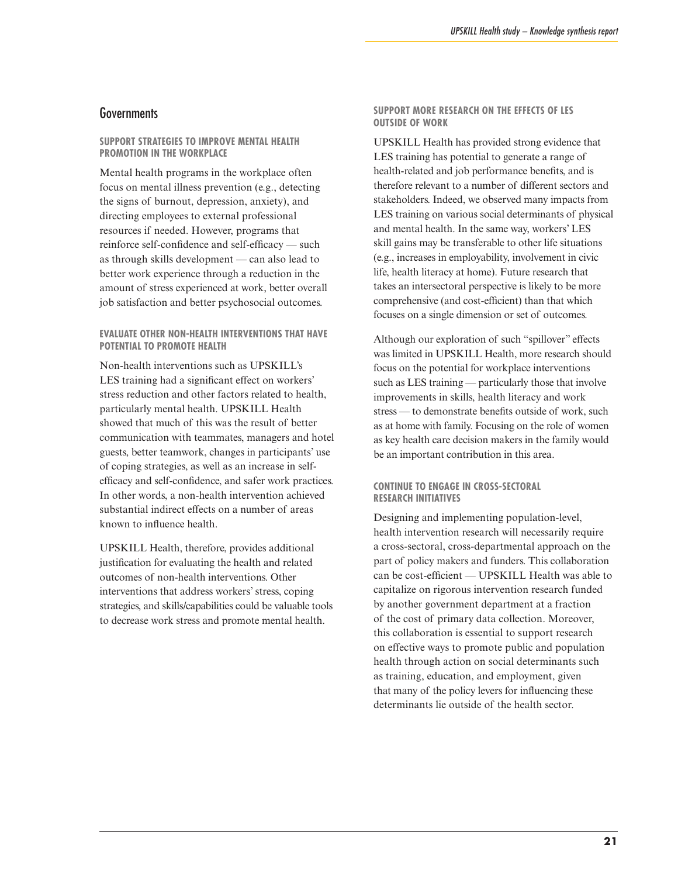## Governments

### SUPPORT STRATEGIES TO IMPROVE MENTAL HEALTH PROMOTION IN THE WORKPLACE

Mental health programs in the workplace often focus on mental illness prevention (e.g., detecting the signs of burnout, depression, anxiety), and directing employees to external professional resources if needed. However, programs that reinforce self-confidence and self-efficacy — such as through skills development — can also lead to better work experience through a reduction in the amount of stress experienced at work, better overall job satisfaction and better psychosocial outcomes.

### EVALUATE OTHER NON-HEALTH INTERVENTIONS THAT HAVE POTENTIAL TO PROMOTE HEALTH

Non-health interventions such as UPSKILL's LES training had a significant effect on workers' stress reduction and other factors related to health, particularly mental health. UPSKILL Health showed that much of this was the result of better communication with teammates, managers and hotel guests, better teamwork, changes in participants' use of coping strategies, as well as an increase in self-efficacy and self-confidence, and safer work practices. In other words, a non-health intervention achieved substantial indirect effects on a number of areas known to influence health.

UPSKILL Health, therefore, provides additional justification for evaluating the health and related outcomes of non-health interventions. Other interventions that address workers' stress, coping strategies, and skills/capabilities could be valuable tools to decrease work stress and promote mental health.

### SUPPORT MORE RESEARCH ON THE EFFECTS OF LES OUTSIDE OF WORK

UPSKILL Health has provided strong evidence that LES training has potential to generate a range of health-related and job performance benefits, and is therefore relevant to a number of different sectors and stakeholders. Indeed, we observed many impacts from LES training on various social determinants of physical and mental health. In the same way, workers' LES skill gains may be transferable to other life situations (e.g., increases in employability, involvement in civic life, health literacy at home). Future research that takes an intersectoral perspective is likely to be more comprehensive (and cost-efficient) than that which focuses on a single dimension or set of outcomes.

Although our exploration of such "spillover" effects was limited in UPSKILL Health, more research should focus on the potential for workplace interventions such as LES training — particularly those that involve improvements in skills, health literacy and work stress — to demonstrate benefits outside of work, such as at home with family. Focusing on the role of women as key health care decision makers in the family would be an important contribution in this area.

### CONTINUE TO ENGAGE IN CROSS-SECTORAL RESEARCH INITIATIVES

Designing and implementing population-level, health intervention research will necessarily require a cross-sectoral, cross-departmental approach on the part of policy makers and funders. This collaboration can be cost-efficient — UPSKILL Health was able to capitalize on rigorous intervention research funded by another government department at a fraction of the cost of primary data collection. Moreover, this collaboration is essential to support research on effective ways to promote public and population health through action on social determinants such as training, education, and employment, given that many of the policy levers for influencing these determinants lie outside of the health sector.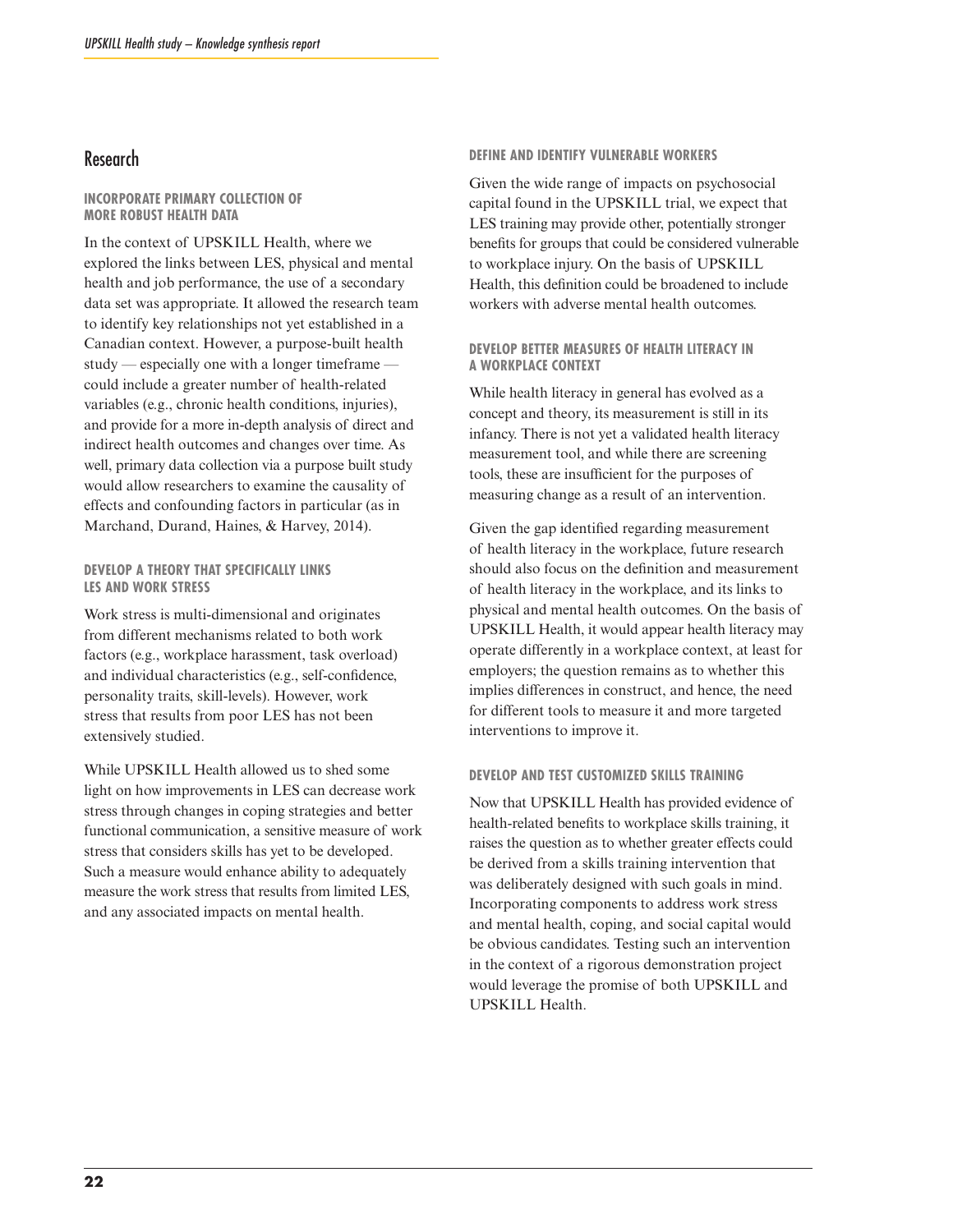## Research

### INCORPORATE PRIMARY COLLECTION OF MORE ROBUST HEALTH DATA

In the context of UPSKILL Health, where we explored the links between LES, physical and mental health and job performance, the use of a secondary data set was appropriate. It allowed the research team to identify key relationships not yet established in a Canadian context. However, a purpose-built health study — especially one with a longer timeframe — could include a greater number of health-related variables (e.g., chronic health conditions, injuries), and provide for a more in-depth analysis of direct and indirect health outcomes and changes over time. As well, primary data collection via a purpose built study would allow researchers to examine the causality of effects and confounding factors in particular (as in Marchand, Durand, Haines, & Harvey, 2014).

### DEVELOP A THEORY THAT SPECIFICALLY LINKS LES AND WORK STRESS

Work stress is multi-dimensional and originates from different mechanisms related to both work factors (e.g., workplace harassment, task overload) and individual characteristics (e.g., self-confidence, personality traits, skill-levels). However, work stress that results from poor LES has not been extensively studied.

While UPSKILL Health allowed us to shed some light on how improvements in LES can decrease work stress through changes in coping strategies and better functional communication, a sensitive measure of work stress that considers skills has yet to be developed. Such a measure would enhance ability to adequately measure the work stress that results from limited LES, and any associated impacts on mental health.

### DEFINE AND IDENTIFY VULNERABLE WORKERS

Given the wide range of impacts on psychosocial capital found in the UPSKILL trial, we expect that LES training may provide other, potentially stronger benefits for groups that could be considered vulnerable to workplace injury. On the basis of UPSKILL Health, this definition could be broadened to include workers with adverse mental health outcomes.

### DEVELOP BETTER MEASURES OF HEALTH LITERACY IN A WORKPLACE CONTEXT

While health literacy in general has evolved as a concept and theory, its measurement is still in its infancy. There is not yet a validated health literacy measurement tool, and while there are screening tools, these are insufficient for the purposes of measuring change as a result of an intervention.

Given the gap identified regarding measurement of health literacy in the workplace, future research should also focus on the definition and measurement of health literacy in the workplace, and its links to physical and mental health outcomes. On the basis of UPSKILL Health, it would appear health literacy may operate differently in a workplace context, at least for employers; the question remains as to whether this implies differences in construct, and hence, the need for different tools to measure it and more targeted interventions to improve it.

### DEVELOP AND TEST CUSTOMIZED SKILLS TRAINING

Now that UPSKILL Health has provided evidence of health-related benefits to workplace skills training, it raises the question as to whether greater effects could be derived from a skills training intervention that was deliberately designed with such goals in mind. Incorporating components to address work stress and mental health, coping, and social capital would be obvious candidates. Testing such an intervention in the context of a rigorous demonstration project would leverage the promise of both UPSKILL and UPSKILL Health.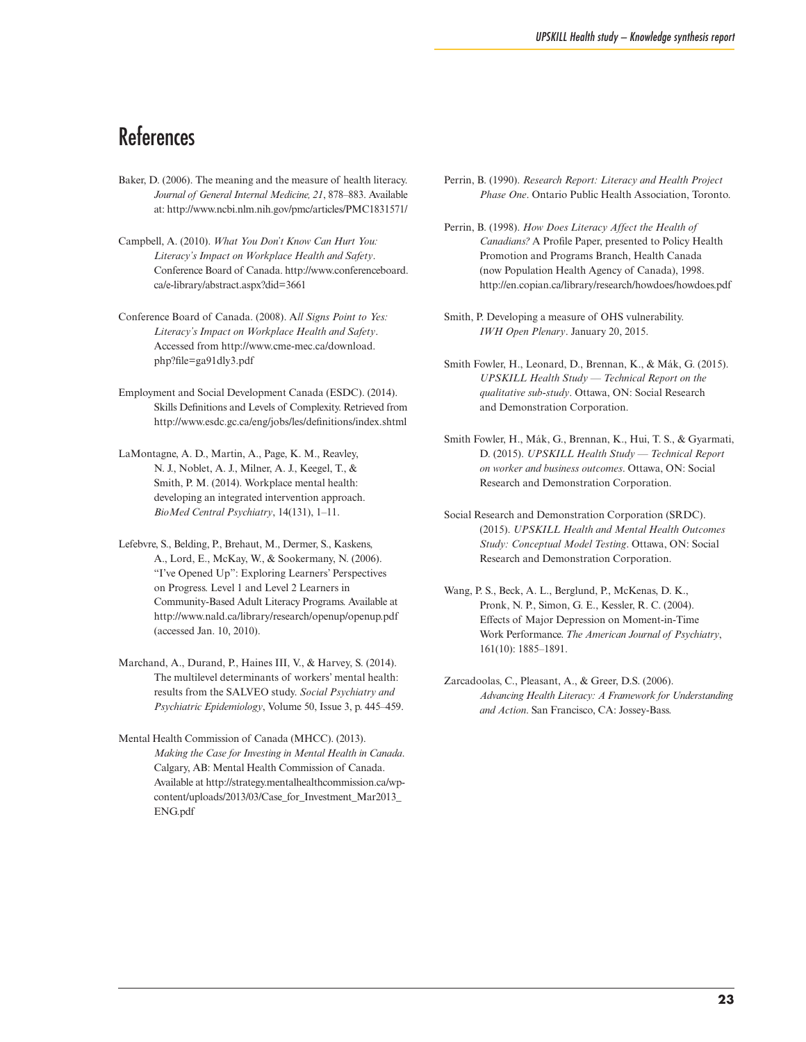# References

Baker, D. (2006). The meaning and the measure of health literacy. *Journal of General Internal Medicine, 21*, 878–883. Available at: http://www.ncbi.nlm.nih.gov/pmc/articles/PMC1831571/

Campbell, A. (2010). *What You Don't Know Can Hurt You: Literacy's Impact on Workplace Health and Safety*. Conference Board of Canada. http://www.conferenceboard.ca/e-library/abstract.aspx?did=3661

Conference Board of Canada. (2008). A*ll Signs Point to Yes: Literacy's Impact on Workplace Health and Safety*. Accessed from http://www.cme-mec.ca/download.php?file=ga91dly3.pdf

Employment and Social Development Canada (ESDC). (2014). Skills Definitions and Levels of Complexity. Retrieved from http://www.esdc.gc.ca/eng/jobs/les/definitions/index.shtml

LaMontagne, A. D., Martin, A., Page, K. M., Reavley, N. J., Noblet, A. J., Milner, A. J., Keegel, T., & Smith, P. M. (2014). Workplace mental health: developing an integrated intervention approach. *BioMed Central Psychiatry*, 14(131), 1–11.

Lefebvre, S., Belding, P., Brehaut, M., Dermer, S., Kaskens, A., Lord, E., McKay, W., & Sookermany, N. (2006). "I've Opened Up": Exploring Learners' Perspectives on Progress. Level 1 and Level 2 Learners in Community-Based Adult Literacy Programs. Available at http://www.nald.ca/library/research/openup/openup.pdf (accessed Jan. 10, 2010).

Marchand, A., Durand, P., Haines III, V., & Harvey, S. (2014). The multilevel determinants of workers' mental health: results from the SALVEO study. *Social Psychiatry and Psychiatric Epidemiology*, Volume 50, Issue 3, p. 445–459.

Mental Health Commission of Canada (MHCC). (2013). *Making the Case for Investing in Mental Health in Canada*. Calgary, AB: Mental Health Commission of Canada. Available at http://strategy.mentalhealthcommission.ca/wp-content/uploads/2013/03/Case_for_Investment_Mar2013_ENG.pdf

Perrin, B. (1990). *Research Report: Literacy and Health Project Phase One*. Ontario Public Health Association, Toronto.

Perrin, B. (1998). *How Does Literacy Affect the Health of Canadians?* A Profile Paper, presented to Policy Health Promotion and Programs Branch, Health Canada (now Population Health Agency of Canada), 1998. http://en.copian.ca/library/research/howdoes/howdoes.pdf

Smith, P. Developing a measure of OHS vulnerability. *IWH Open Plenary*. January 20, 2015.

Smith Fowler, H., Leonard, D., Brennan, K., & Mák, G. (2015). *UPSKILL Health Study — Technical Report on the qualitative sub-study*. Ottawa, ON: Social Research and Demonstration Corporation.

Smith Fowler, H., Mák, G., Brennan, K., Hui, T. S., & Gyarmati, D. (2015). *UPSKILL Health Study — Technical Report on worker and business outcomes*. Ottawa, ON: Social Research and Demonstration Corporation.

Social Research and Demonstration Corporation (SRDC). (2015). *UPSKILL Health and Mental Health Outcomes Study: Conceptual Model Testing*. Ottawa, ON: Social Research and Demonstration Corporation.

Wang, P. S., Beck, A. L., Berglund, P., McKenas, D. K., Pronk, N. P., Simon, G. E., Kessler, R. C. (2004). Effects of Major Depression on Moment-in-Time Work Performance. *The American Journal of Psychiatry*, 161(10): 1885–1891.

Zarcadoolas, C., Pleasant, A., & Greer, D.S. (2006). *Advancing Health Literacy: A Framework for Understanding and Action*. San Francisco, CA: Jossey-Bass.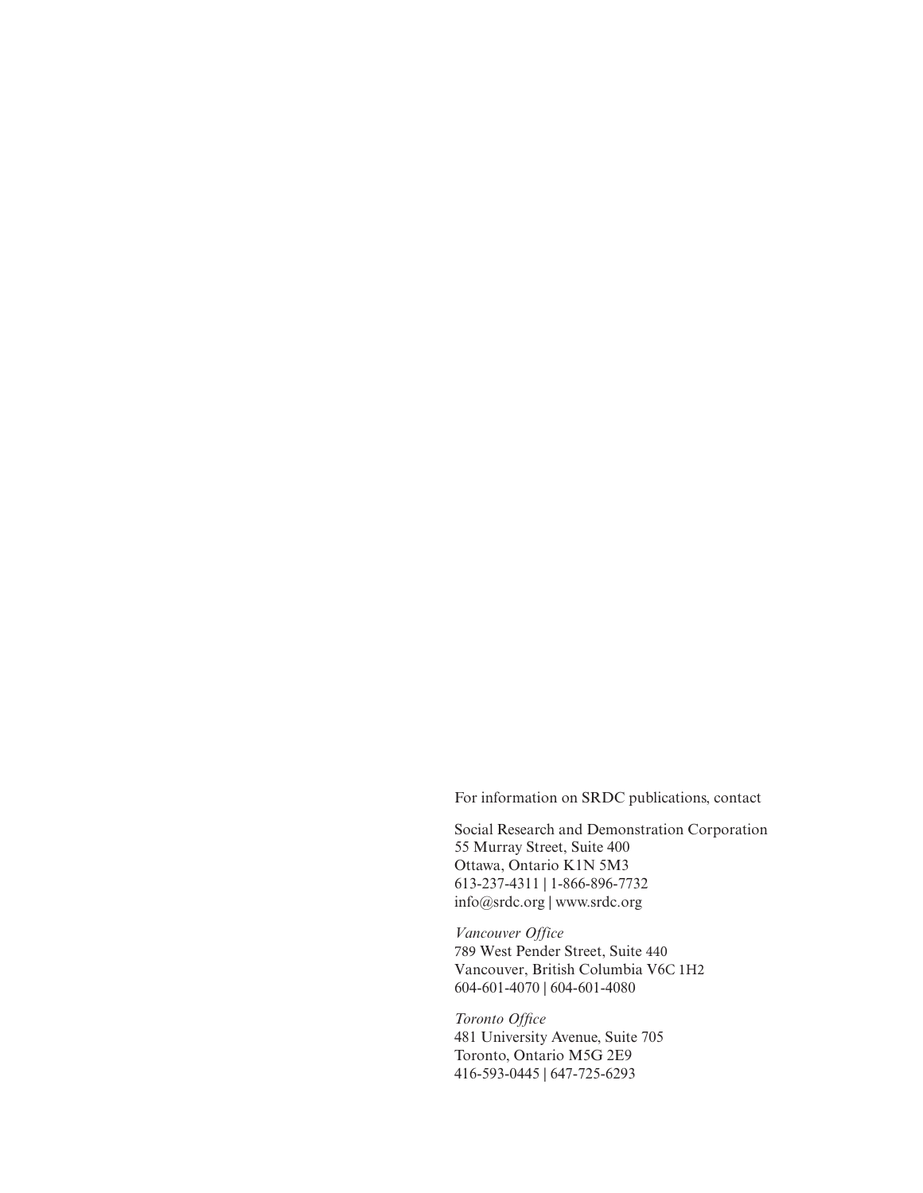For information on SRDC publications, contact

Social Research and Demonstration Corporation
55 Murray Street, Suite 400
Ottawa, Ontario K1N 5M3
613-237-4311 | 1-866-896-7732
info@srdc.org | www.srdc.org

*Vancouver Office*
789 West Pender Street, Suite 440
Vancouver, British Columbia V6C 1H2
604-601-4070 | 604-601-4080

*Toronto Office*
481 University Avenue, Suite 705
Toronto, Ontario M5G 2E9
416-593-0445 | 647-725-6293